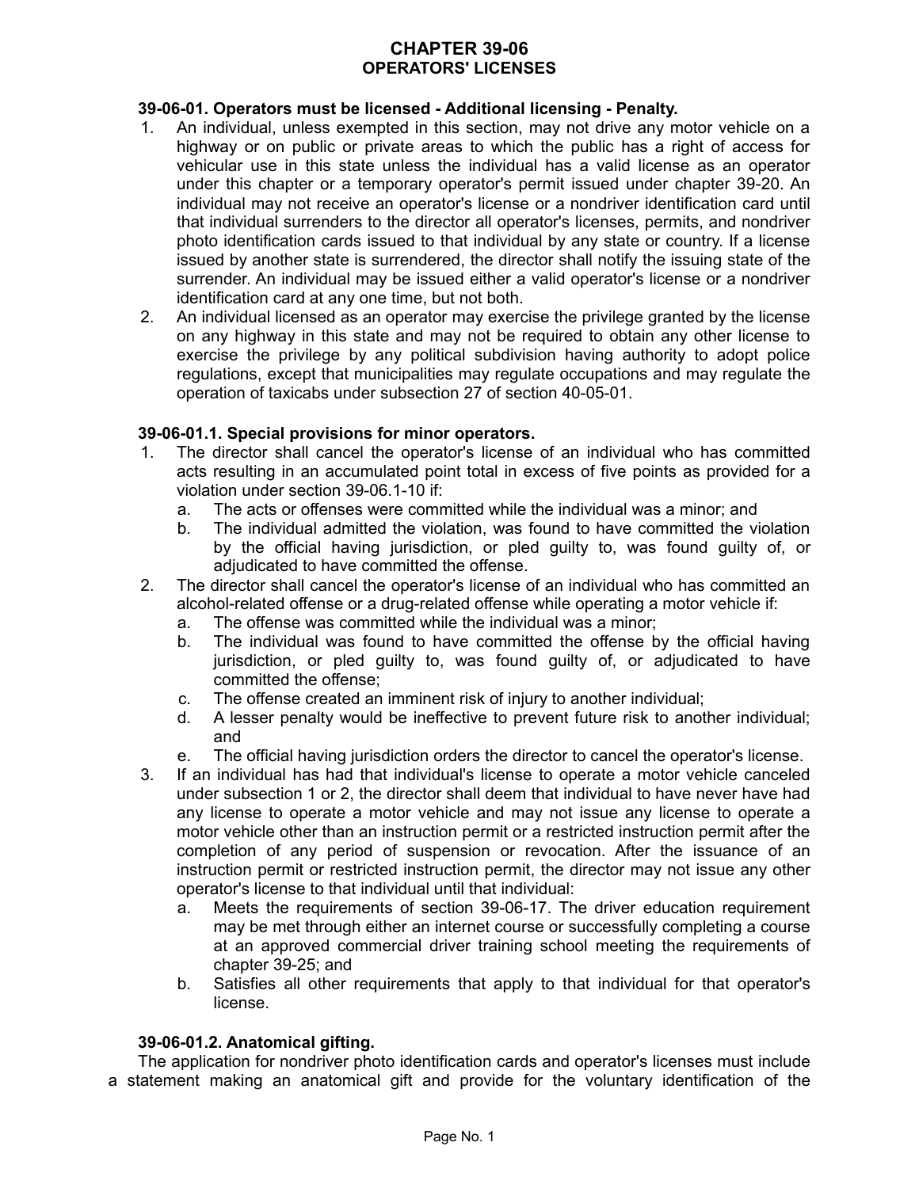# CHAPTER 39-06
## OPERATORS' LICENSES

### 39-06-01. Operators must be licensed - Additional licensing - Penalty.

1. An individual, unless exempted in this section, may not drive any motor vehicle on a highway or on public or private areas to which the public has a right of access for vehicular use in this state unless the individual has a valid license as an operator under this chapter or a temporary operator's permit issued under chapter 39-20. An individual may not receive an operator's license or a nondriver identification card until that individual surrenders to the director all operator's licenses, permits, and nondriver photo identification cards issued to that individual by any state or country. If a license issued by another state is surrendered, the director shall notify the issuing state of the surrender. An individual may be issued either a valid operator's license or a nondriver identification card at any one time, but not both.
2. An individual licensed as an operator may exercise the privilege granted by the license on any highway in this state and may not be required to obtain any other license to exercise the privilege by any political subdivision having authority to adopt police regulations, except that municipalities may regulate occupations and may regulate the operation of taxicabs under subsection 27 of section 40-05-01.

### 39-06-01.1. Special provisions for minor operators.

1. The director shall cancel the operator's license of an individual who has committed acts resulting in an accumulated point total in excess of five points as provided for a violation under section 39-06.1-10 if:
   a. The acts or offenses were committed while the individual was a minor; and
   b. The individual admitted the violation, was found to have committed the violation by the official having jurisdiction, or pled guilty to, was found guilty of, or adjudicated to have committed the offense.
2. The director shall cancel the operator's license of an individual who has committed an alcohol-related offense or a drug-related offense while operating a motor vehicle if:
   a. The offense was committed while the individual was a minor;
   b. The individual was found to have committed the offense by the official having jurisdiction, or pled guilty to, was found guilty of, or adjudicated to have committed the offense;
   c. The offense created an imminent risk of injury to another individual;
   d. A lesser penalty would be ineffective to prevent future risk to another individual; and
   e. The official having jurisdiction orders the director to cancel the operator's license.
3. If an individual has had that individual's license to operate a motor vehicle canceled under subsection 1 or 2, the director shall deem that individual to have never have had any license to operate a motor vehicle and may not issue any license to operate a motor vehicle other than an instruction permit or a restricted instruction permit after the completion of any period of suspension or revocation. After the issuance of an instruction permit or restricted instruction permit, the director may not issue any other operator's license to that individual until that individual:
   a. Meets the requirements of section 39-06-17. The driver education requirement may be met through either an internet course or successfully completing a course at an approved commercial driver training school meeting the requirements of chapter 39-25; and
   b. Satisfies all other requirements that apply to that individual for that operator's license.

### 39-06-01.2. Anatomical gifting.

The application for nondriver photo identification cards and operator's licenses must include a statement making an anatomical gift and provide for the voluntary identification of the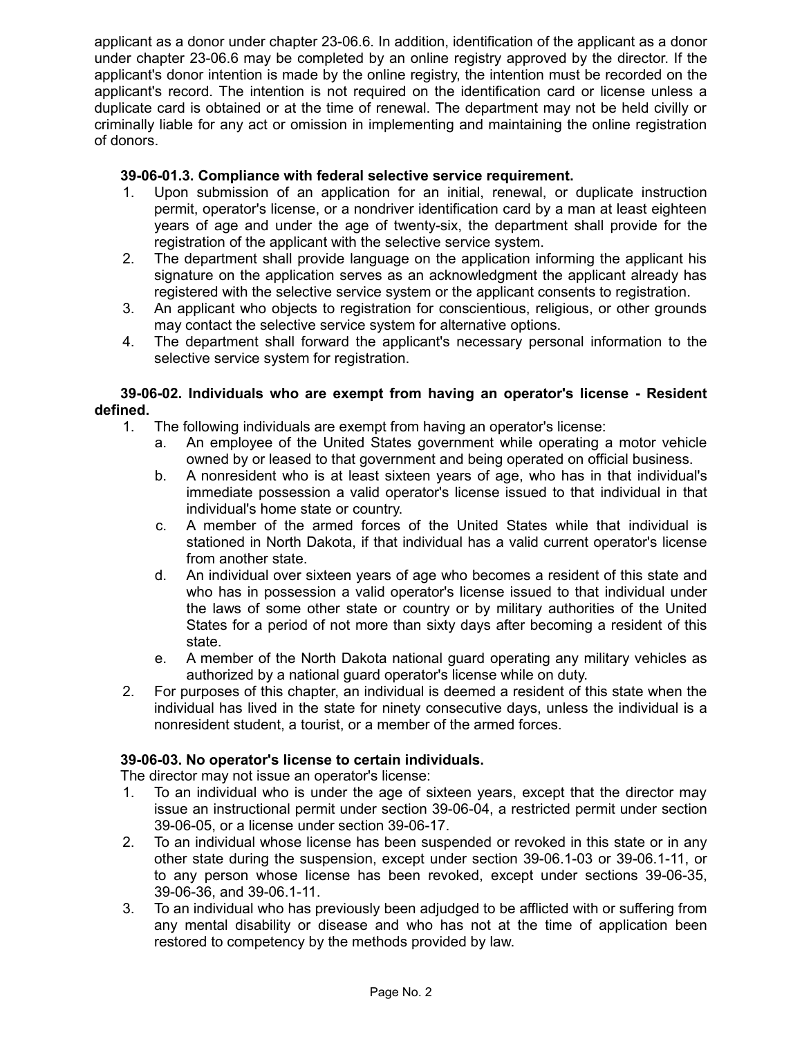applicant as a donor under chapter 23-06.6. In addition, identification of the applicant as a donor under chapter 23-06.6 may be completed by an online registry approved by the director. If the applicant's donor intention is made by the online registry, the intention must be recorded on the applicant's record. The intention is not required on the identification card or license unless a duplicate card is obtained or at the time of renewal. The department may not be held civilly or criminally liable for any act or omission in implementing and maintaining the online registration of donors.

**39-06-01.3. Compliance with federal selective service requirement.**

1. Upon submission of an application for an initial, renewal, or duplicate instruction permit, operator's license, or a nondriver identification card by a man at least eighteen years of age and under the age of twenty-six, the department shall provide for the registration of the applicant with the selective service system.
2. The department shall provide language on the application informing the applicant his signature on the application serves as an acknowledgment the applicant already has registered with the selective service system or the applicant consents to registration.
3. An applicant who objects to registration for conscientious, religious, or other grounds may contact the selective service system for alternative options.
4. The department shall forward the applicant's necessary personal information to the selective service system for registration.

**39-06-02. Individuals who are exempt from having an operator's license - Resident defined.**

1. The following individuals are exempt from having an operator's license:
   a. An employee of the United States government while operating a motor vehicle owned by or leased to that government and being operated on official business.
   b. A nonresident who is at least sixteen years of age, who has in that individual's immediate possession a valid operator's license issued to that individual in that individual's home state or country.
   c. A member of the armed forces of the United States while that individual is stationed in North Dakota, if that individual has a valid current operator's license from another state.
   d. An individual over sixteen years of age who becomes a resident of this state and who has in possession a valid operator's license issued to that individual under the laws of some other state or country or by military authorities of the United States for a period of not more than sixty days after becoming a resident of this state.
   e. A member of the North Dakota national guard operating any military vehicles as authorized by a national guard operator's license while on duty.
2. For purposes of this chapter, an individual is deemed a resident of this state when the individual has lived in the state for ninety consecutive days, unless the individual is a nonresident student, a tourist, or a member of the armed forces.

**39-06-03. No operator's license to certain individuals.**

The director may not issue an operator's license:

1. To an individual who is under the age of sixteen years, except that the director may issue an instructional permit under section 39-06-04, a restricted permit under section 39-06-05, or a license under section 39-06-17.
2. To an individual whose license has been suspended or revoked in this state or in any other state during the suspension, except under section 39-06.1-03 or 39-06.1-11, or to any person whose license has been revoked, except under sections 39-06-35, 39-06-36, and 39-06.1-11.
3. To an individual who has previously been adjudged to be afflicted with or suffering from any mental disability or disease and who has not at the time of application been restored to competency by the methods provided by law.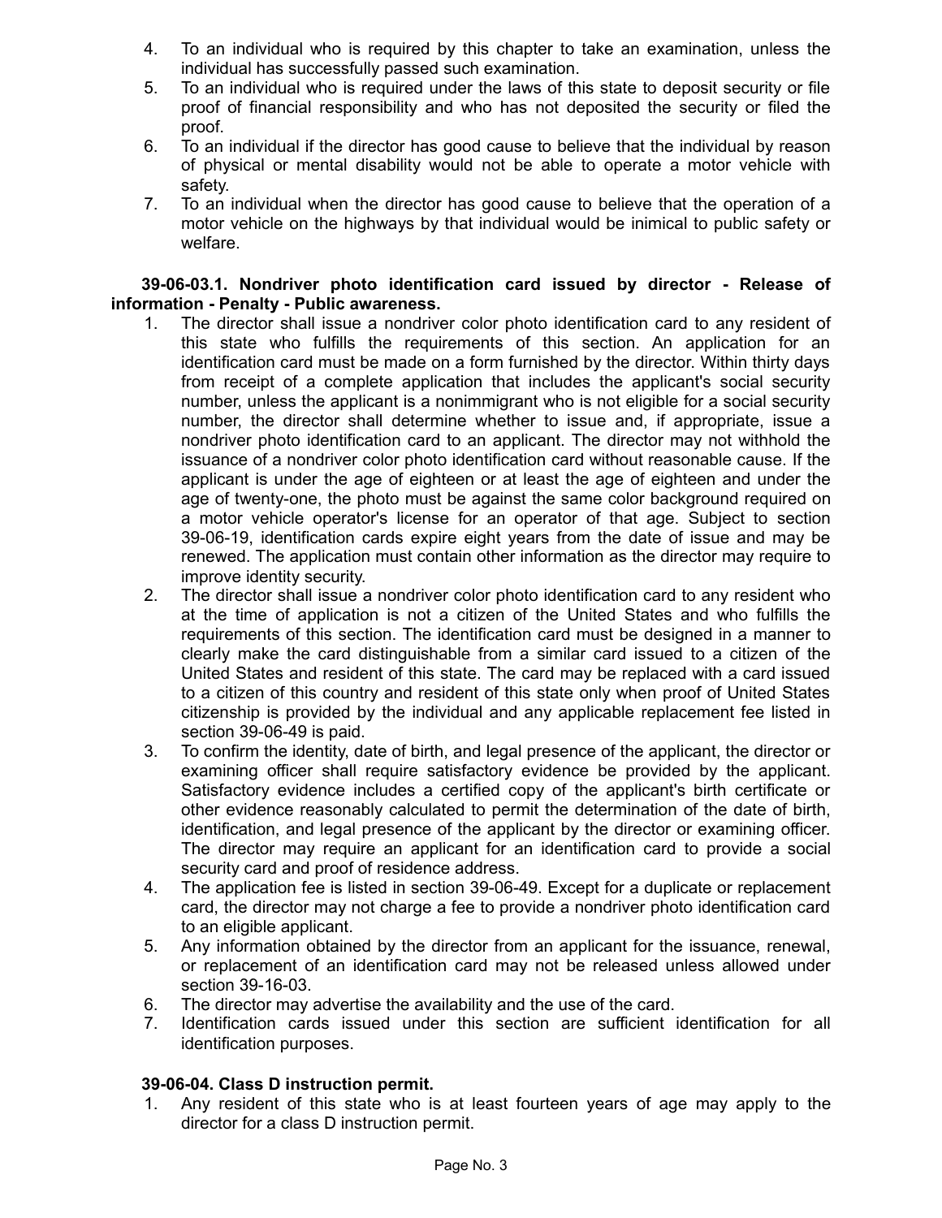4. To an individual who is required by this chapter to take an examination, unless the individual has successfully passed such examination.
5. To an individual who is required under the laws of this state to deposit security or file proof of financial responsibility and who has not deposited the security or filed the proof.
6. To an individual if the director has good cause to believe that the individual by reason of physical or mental disability would not be able to operate a motor vehicle with safety.
7. To an individual when the director has good cause to believe that the operation of a motor vehicle on the highways by that individual would be inimical to public safety or welfare.

**39-06-03.1. Nondriver photo identification card issued by director - Release of information - Penalty - Public awareness.**

1. The director shall issue a nondriver color photo identification card to any resident of this state who fulfills the requirements of this section. An application for an identification card must be made on a form furnished by the director. Within thirty days from receipt of a complete application that includes the applicant's social security number, unless the applicant is a nonimmigrant who is not eligible for a social security number, the director shall determine whether to issue and, if appropriate, issue a nondriver photo identification card to an applicant. The director may not withhold the issuance of a nondriver color photo identification card without reasonable cause. If the applicant is under the age of eighteen or at least the age of eighteen and under the age of twenty-one, the photo must be against the same color background required on a motor vehicle operator's license for an operator of that age. Subject to section 39-06-19, identification cards expire eight years from the date of issue and may be renewed. The application must contain other information as the director may require to improve identity security.
2. The director shall issue a nondriver color photo identification card to any resident who at the time of application is not a citizen of the United States and who fulfills the requirements of this section. The identification card must be designed in a manner to clearly make the card distinguishable from a similar card issued to a citizen of the United States and resident of this state. The card may be replaced with a card issued to a citizen of this country and resident of this state only when proof of United States citizenship is provided by the individual and any applicable replacement fee listed in section 39-06-49 is paid.
3. To confirm the identity, date of birth, and legal presence of the applicant, the director or examining officer shall require satisfactory evidence be provided by the applicant. Satisfactory evidence includes a certified copy of the applicant's birth certificate or other evidence reasonably calculated to permit the determination of the date of birth, identification, and legal presence of the applicant by the director or examining officer. The director may require an applicant for an identification card to provide a social security card and proof of residence address.
4. The application fee is listed in section 39-06-49. Except for a duplicate or replacement card, the director may not charge a fee to provide a nondriver photo identification card to an eligible applicant.
5. Any information obtained by the director from an applicant for the issuance, renewal, or replacement of an identification card may not be released unless allowed under section 39-16-03.
6. The director may advertise the availability and the use of the card.
7. Identification cards issued under this section are sufficient identification for all identification purposes.

**39-06-04. Class D instruction permit.**

1. Any resident of this state who is at least fourteen years of age may apply to the director for a class D instruction permit.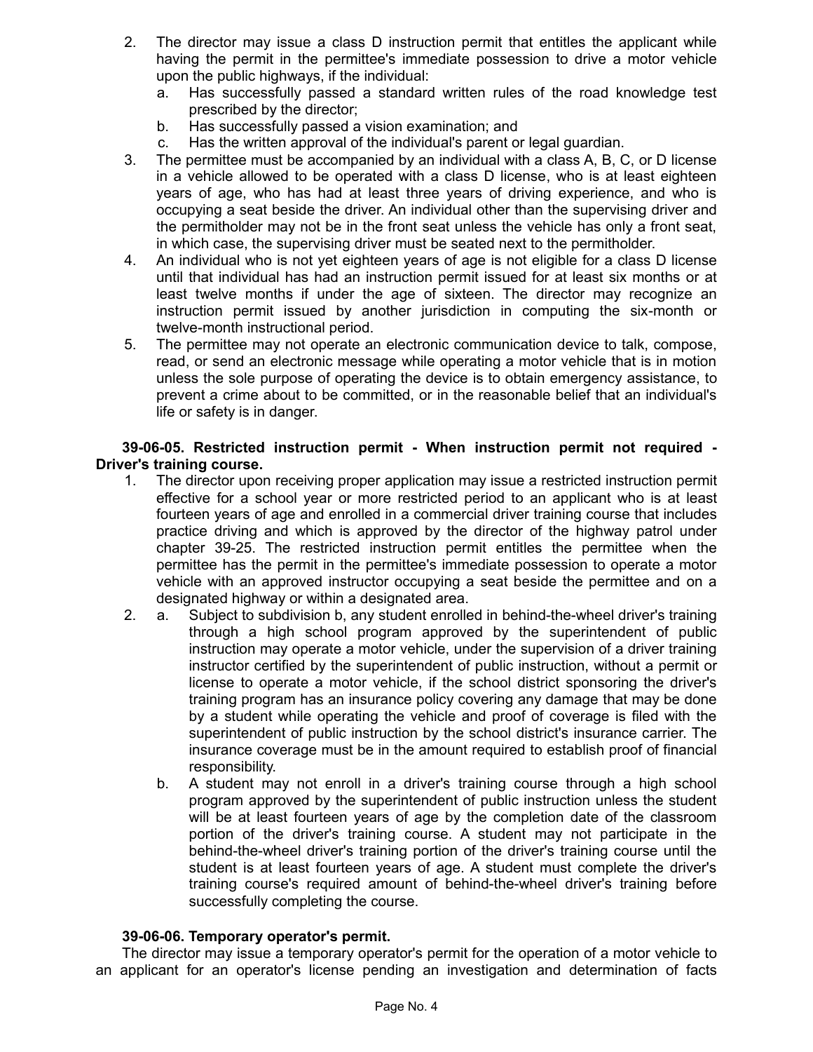2. The director may issue a class D instruction permit that entitles the applicant while having the permit in the permittee's immediate possession to drive a motor vehicle upon the public highways, if the individual:
   a. Has successfully passed a standard written rules of the road knowledge test prescribed by the director;
   b. Has successfully passed a vision examination; and
   c. Has the written approval of the individual's parent or legal guardian.
3. The permittee must be accompanied by an individual with a class A, B, C, or D license in a vehicle allowed to be operated with a class D license, who is at least eighteen years of age, who has had at least three years of driving experience, and who is occupying a seat beside the driver. An individual other than the supervising driver and the permitholder may not be in the front seat unless the vehicle has only a front seat, in which case, the supervising driver must be seated next to the permitholder.
4. An individual who is not yet eighteen years of age is not eligible for a class D license until that individual has had an instruction permit issued for at least six months or at least twelve months if under the age of sixteen. The director may recognize an instruction permit issued by another jurisdiction in computing the six-month or twelve-month instructional period.
5. The permittee may not operate an electronic communication device to talk, compose, read, or send an electronic message while operating a motor vehicle that is in motion unless the sole purpose of operating the device is to obtain emergency assistance, to prevent a crime about to be committed, or in the reasonable belief that an individual's life or safety is in danger.

**39-06-05. Restricted instruction permit - When instruction permit not required - Driver's training course.**

1. The director upon receiving proper application may issue a restricted instruction permit effective for a school year or more restricted period to an applicant who is at least fourteen years of age and enrolled in a commercial driver training course that includes practice driving and which is approved by the director of the highway patrol under chapter 39-25. The restricted instruction permit entitles the permittee when the permittee has the permit in the permittee's immediate possession to operate a motor vehicle with an approved instructor occupying a seat beside the permittee and on a designated highway or within a designated area.
2. a. Subject to subdivision b, any student enrolled in behind-the-wheel driver's training through a high school program approved by the superintendent of public instruction may operate a motor vehicle, under the supervision of a driver training instructor certified by the superintendent of public instruction, without a permit or license to operate a motor vehicle, if the school district sponsoring the driver's training program has an insurance policy covering any damage that may be done by a student while operating the vehicle and proof of coverage is filed with the superintendent of public instruction by the school district's insurance carrier. The insurance coverage must be in the amount required to establish proof of financial responsibility.
   b. A student may not enroll in a driver's training course through a high school program approved by the superintendent of public instruction unless the student will be at least fourteen years of age by the completion date of the classroom portion of the driver's training course. A student may not participate in the behind-the-wheel driver's training portion of the driver's training course until the student is at least fourteen years of age. A student must complete the driver's training course's required amount of behind-the-wheel driver's training before successfully completing the course.

**39-06-06. Temporary operator's permit.**

The director may issue a temporary operator's permit for the operation of a motor vehicle to an applicant for an operator's license pending an investigation and determination of facts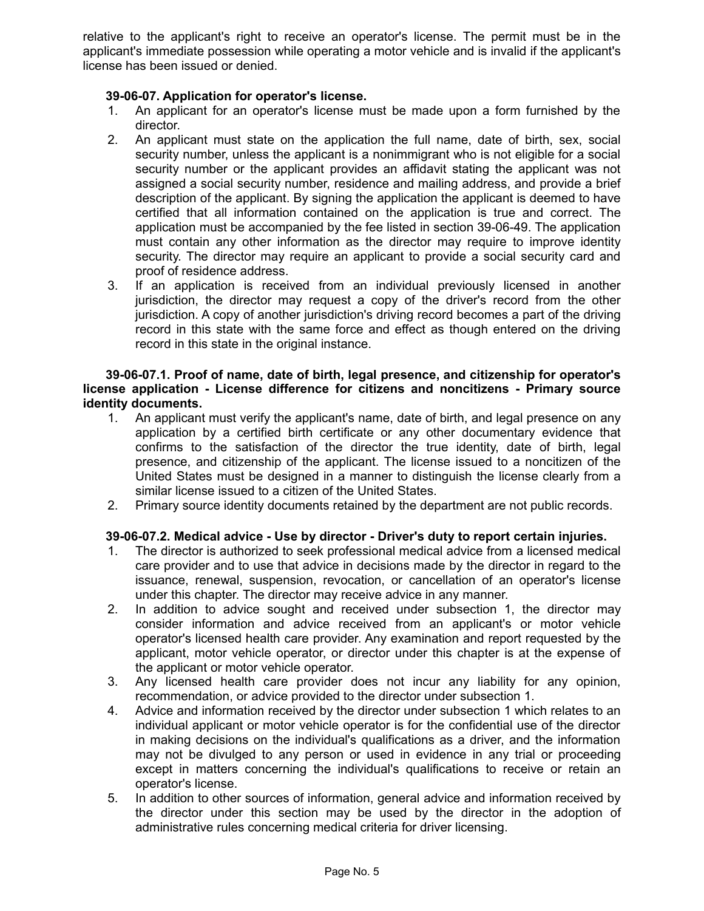relative to the applicant's right to receive an operator's license. The permit must be in the applicant's immediate possession while operating a motor vehicle and is invalid if the applicant's license has been issued or denied.

**39-06-07. Application for operator's license.**

1. An applicant for an operator's license must be made upon a form furnished by the director.
2. An applicant must state on the application the full name, date of birth, sex, social security number, unless the applicant is a nonimmigrant who is not eligible for a social security number or the applicant provides an affidavit stating the applicant was not assigned a social security number, residence and mailing address, and provide a brief description of the applicant. By signing the application the applicant is deemed to have certified that all information contained on the application is true and correct. The application must be accompanied by the fee listed in section 39-06-49. The application must contain any other information as the director may require to improve identity security. The director may require an applicant to provide a social security card and proof of residence address.
3. If an application is received from an individual previously licensed in another jurisdiction, the director may request a copy of the driver's record from the other jurisdiction. A copy of another jurisdiction's driving record becomes a part of the driving record in this state with the same force and effect as though entered on the driving record in this state in the original instance.

**39-06-07.1. Proof of name, date of birth, legal presence, and citizenship for operator's license application - License difference for citizens and noncitizens - Primary source identity documents.**

1. An applicant must verify the applicant's name, date of birth, and legal presence on any application by a certified birth certificate or any other documentary evidence that confirms to the satisfaction of the director the true identity, date of birth, legal presence, and citizenship of the applicant. The license issued to a noncitizen of the United States must be designed in a manner to distinguish the license clearly from a similar license issued to a citizen of the United States.
2. Primary source identity documents retained by the department are not public records.

**39-06-07.2. Medical advice - Use by director - Driver's duty to report certain injuries.**

1. The director is authorized to seek professional medical advice from a licensed medical care provider and to use that advice in decisions made by the director in regard to the issuance, renewal, suspension, revocation, or cancellation of an operator's license under this chapter. The director may receive advice in any manner.
2. In addition to advice sought and received under subsection 1, the director may consider information and advice received from an applicant's or motor vehicle operator's licensed health care provider. Any examination and report requested by the applicant, motor vehicle operator, or director under this chapter is at the expense of the applicant or motor vehicle operator.
3. Any licensed health care provider does not incur any liability for any opinion, recommendation, or advice provided to the director under subsection 1.
4. Advice and information received by the director under subsection 1 which relates to an individual applicant or motor vehicle operator is for the confidential use of the director in making decisions on the individual's qualifications as a driver, and the information may not be divulged to any person or used in evidence in any trial or proceeding except in matters concerning the individual's qualifications to receive or retain an operator's license.
5. In addition to other sources of information, general advice and information received by the director under this section may be used by the director in the adoption of administrative rules concerning medical criteria for driver licensing.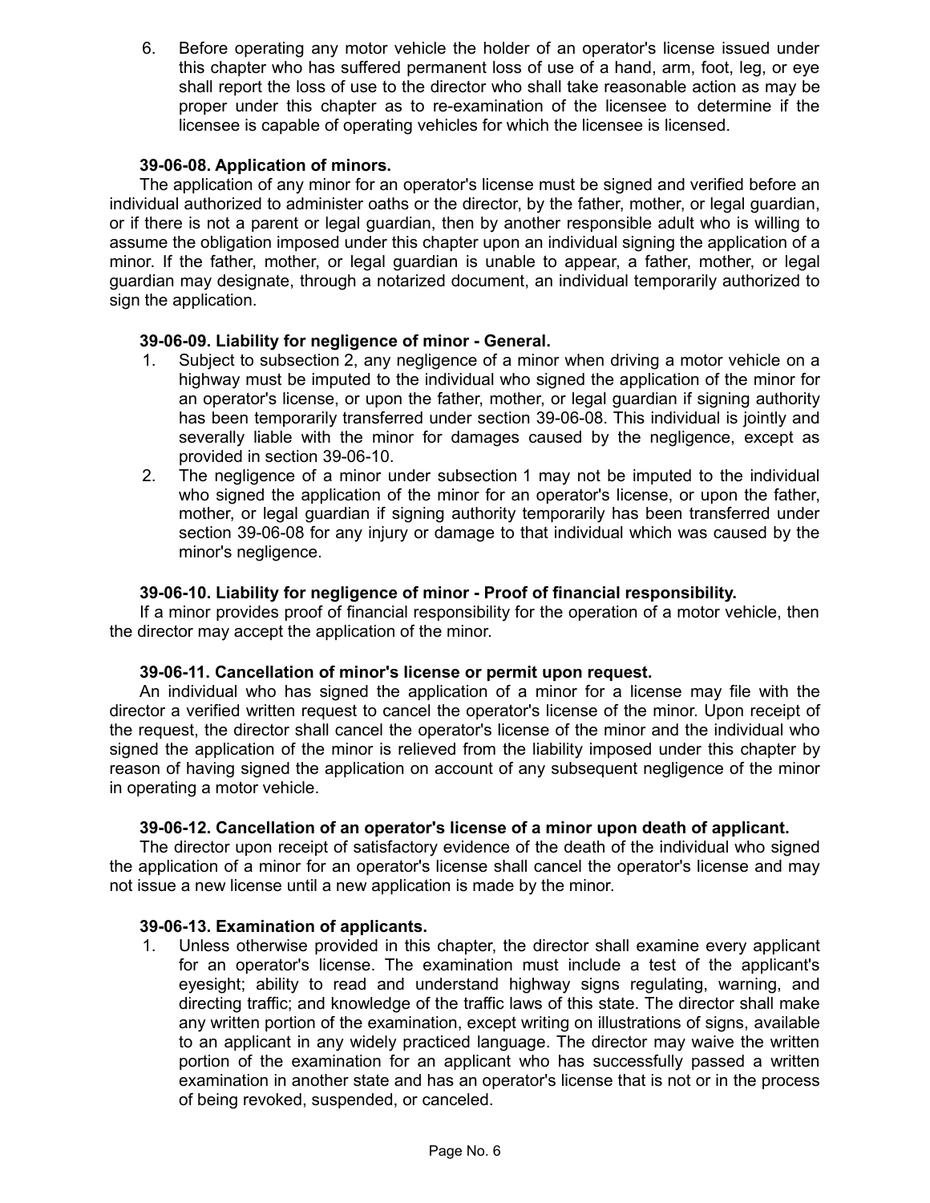6. Before operating any motor vehicle the holder of an operator's license issued under this chapter who has suffered permanent loss of use of a hand, arm, foot, leg, or eye shall report the loss of use to the director who shall take reasonable action as may be proper under this chapter as to re-examination of the licensee to determine if the licensee is capable of operating vehicles for which the licensee is licensed.

**39-06-08. Application of minors.**

The application of any minor for an operator's license must be signed and verified before an individual authorized to administer oaths or the director, by the father, mother, or legal guardian, or if there is not a parent or legal guardian, then by another responsible adult who is willing to assume the obligation imposed under this chapter upon an individual signing the application of a minor. If the father, mother, or legal guardian is unable to appear, a father, mother, or legal guardian may designate, through a notarized document, an individual temporarily authorized to sign the application.

**39-06-09. Liability for negligence of minor - General.**

1. Subject to subsection 2, any negligence of a minor when driving a motor vehicle on a highway must be imputed to the individual who signed the application of the minor for an operator's license, or upon the father, mother, or legal guardian if signing authority has been temporarily transferred under section 39-06-08. This individual is jointly and severally liable with the minor for damages caused by the negligence, except as provided in section 39-06-10.
2. The negligence of a minor under subsection 1 may not be imputed to the individual who signed the application of the minor for an operator's license, or upon the father, mother, or legal guardian if signing authority temporarily has been transferred under section 39-06-08 for any injury or damage to that individual which was caused by the minor's negligence.

**39-06-10. Liability for negligence of minor - Proof of financial responsibility.**

If a minor provides proof of financial responsibility for the operation of a motor vehicle, then the director may accept the application of the minor.

**39-06-11. Cancellation of minor's license or permit upon request.**

An individual who has signed the application of a minor for a license may file with the director a verified written request to cancel the operator's license of the minor. Upon receipt of the request, the director shall cancel the operator's license of the minor and the individual who signed the application of the minor is relieved from the liability imposed under this chapter by reason of having signed the application on account of any subsequent negligence of the minor in operating a motor vehicle.

**39-06-12. Cancellation of an operator's license of a minor upon death of applicant.**

The director upon receipt of satisfactory evidence of the death of the individual who signed the application of a minor for an operator's license shall cancel the operator's license and may not issue a new license until a new application is made by the minor.

**39-06-13. Examination of applicants.**

1. Unless otherwise provided in this chapter, the director shall examine every applicant for an operator's license. The examination must include a test of the applicant's eyesight; ability to read and understand highway signs regulating, warning, and directing traffic; and knowledge of the traffic laws of this state. The director shall make any written portion of the examination, except writing on illustrations of signs, available to an applicant in any widely practiced language. The director may waive the written portion of the examination for an applicant who has successfully passed a written examination in another state and has an operator's license that is not or in the process of being revoked, suspended, or canceled.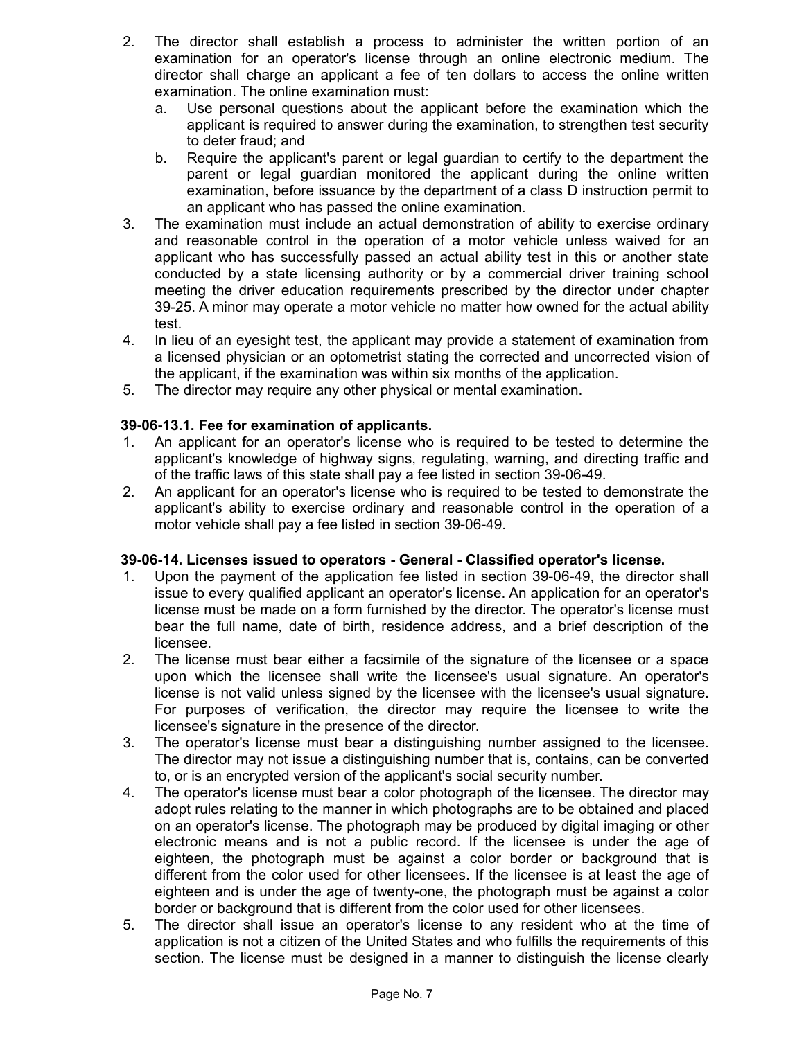2. The director shall establish a process to administer the written portion of an examination for an operator's license through an online electronic medium. The director shall charge an applicant a fee of ten dollars to access the online written examination. The online examination must:
   a. Use personal questions about the applicant before the examination which the applicant is required to answer during the examination, to strengthen test security to deter fraud; and
   b. Require the applicant's parent or legal guardian to certify to the department the parent or legal guardian monitored the applicant during the online written examination, before issuance by the department of a class D instruction permit to an applicant who has passed the online examination.
3. The examination must include an actual demonstration of ability to exercise ordinary and reasonable control in the operation of a motor vehicle unless waived for an applicant who has successfully passed an actual ability test in this or another state conducted by a state licensing authority or by a commercial driver training school meeting the driver education requirements prescribed by the director under chapter 39-25. A minor may operate a motor vehicle no matter how owned for the actual ability test.
4. In lieu of an eyesight test, the applicant may provide a statement of examination from a licensed physician or an optometrist stating the corrected and uncorrected vision of the applicant, if the examination was within six months of the application.
5. The director may require any other physical or mental examination.

**39-06-13.1. Fee for examination of applicants.**

1. An applicant for an operator's license who is required to be tested to determine the applicant's knowledge of highway signs, regulating, warning, and directing traffic and of the traffic laws of this state shall pay a fee listed in section 39-06-49.
2. An applicant for an operator's license who is required to be tested to demonstrate the applicant's ability to exercise ordinary and reasonable control in the operation of a motor vehicle shall pay a fee listed in section 39-06-49.

**39-06-14. Licenses issued to operators - General - Classified operator's license.**

1. Upon the payment of the application fee listed in section 39-06-49, the director shall issue to every qualified applicant an operator's license. An application for an operator's license must be made on a form furnished by the director. The operator's license must bear the full name, date of birth, residence address, and a brief description of the licensee.
2. The license must bear either a facsimile of the signature of the licensee or a space upon which the licensee shall write the licensee's usual signature. An operator's license is not valid unless signed by the licensee with the licensee's usual signature. For purposes of verification, the director may require the licensee to write the licensee's signature in the presence of the director.
3. The operator's license must bear a distinguishing number assigned to the licensee. The director may not issue a distinguishing number that is, contains, can be converted to, or is an encrypted version of the applicant's social security number.
4. The operator's license must bear a color photograph of the licensee. The director may adopt rules relating to the manner in which photographs are to be obtained and placed on an operator's license. The photograph may be produced by digital imaging or other electronic means and is not a public record. If the licensee is under the age of eighteen, the photograph must be against a color border or background that is different from the color used for other licensees. If the licensee is at least the age of eighteen and is under the age of twenty-one, the photograph must be against a color border or background that is different from the color used for other licensees.
5. The director shall issue an operator's license to any resident who at the time of application is not a citizen of the United States and who fulfills the requirements of this section. The license must be designed in a manner to distinguish the license clearly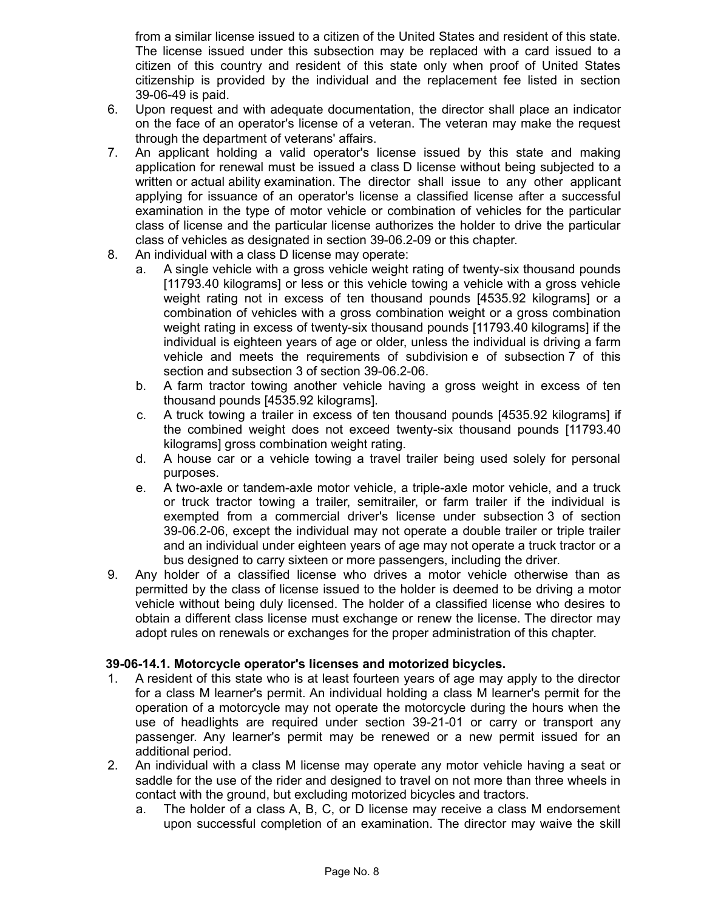from a similar license issued to a citizen of the United States and resident of this state. The license issued under this subsection may be replaced with a card issued to a citizen of this country and resident of this state only when proof of United States citizenship is provided by the individual and the replacement fee listed in section 39-06-49 is paid.

6. Upon request and with adequate documentation, the director shall place an indicator on the face of an operator's license of a veteran. The veteran may make the request through the department of veterans' affairs.
7. An applicant holding a valid operator's license issued by this state and making application for renewal must be issued a class D license without being subjected to a written or actual ability examination. The director shall issue to any other applicant applying for issuance of an operator's license a classified license after a successful examination in the type of motor vehicle or combination of vehicles for the particular class of license and the particular license authorizes the holder to drive the particular class of vehicles as designated in section 39-06.2-09 or this chapter.
8. An individual with a class D license may operate:
   a. A single vehicle with a gross vehicle weight rating of twenty-six thousand pounds [11793.40 kilograms] or less or this vehicle towing a vehicle with a gross vehicle weight rating not in excess of ten thousand pounds [4535.92 kilograms] or a combination of vehicles with a gross combination weight or a gross combination weight rating in excess of twenty-six thousand pounds [11793.40 kilograms] if the individual is eighteen years of age or older, unless the individual is driving a farm vehicle and meets the requirements of subdivision e of subsection 7 of this section and subsection 3 of section 39-06.2-06.
   b. A farm tractor towing another vehicle having a gross weight in excess of ten thousand pounds [4535.92 kilograms].
   c. A truck towing a trailer in excess of ten thousand pounds [4535.92 kilograms] if the combined weight does not exceed twenty-six thousand pounds [11793.40 kilograms] gross combination weight rating.
   d. A house car or a vehicle towing a travel trailer being used solely for personal purposes.
   e. A two-axle or tandem-axle motor vehicle, a triple-axle motor vehicle, and a truck or truck tractor towing a trailer, semitrailer, or farm trailer if the individual is exempted from a commercial driver's license under subsection 3 of section 39-06.2-06, except the individual may not operate a double trailer or triple trailer and an individual under eighteen years of age may not operate a truck tractor or a bus designed to carry sixteen or more passengers, including the driver.
9. Any holder of a classified license who drives a motor vehicle otherwise than as permitted by the class of license issued to the holder is deemed to be driving a motor vehicle without being duly licensed. The holder of a classified license who desires to obtain a different class license must exchange or renew the license. The director may adopt rules on renewals or exchanges for the proper administration of this chapter.

**39-06-14.1. Motorcycle operator's licenses and motorized bicycles.**

1. A resident of this state who is at least fourteen years of age may apply to the director for a class M learner's permit. An individual holding a class M learner's permit for the operation of a motorcycle may not operate the motorcycle during the hours when the use of headlights are required under section 39-21-01 or carry or transport any passenger. Any learner's permit may be renewed or a new permit issued for an additional period.
2. An individual with a class M license may operate any motor vehicle having a seat or saddle for the use of the rider and designed to travel on not more than three wheels in contact with the ground, but excluding motorized bicycles and tractors.
   a. The holder of a class A, B, C, or D license may receive a class M endorsement upon successful completion of an examination. The director may waive the skill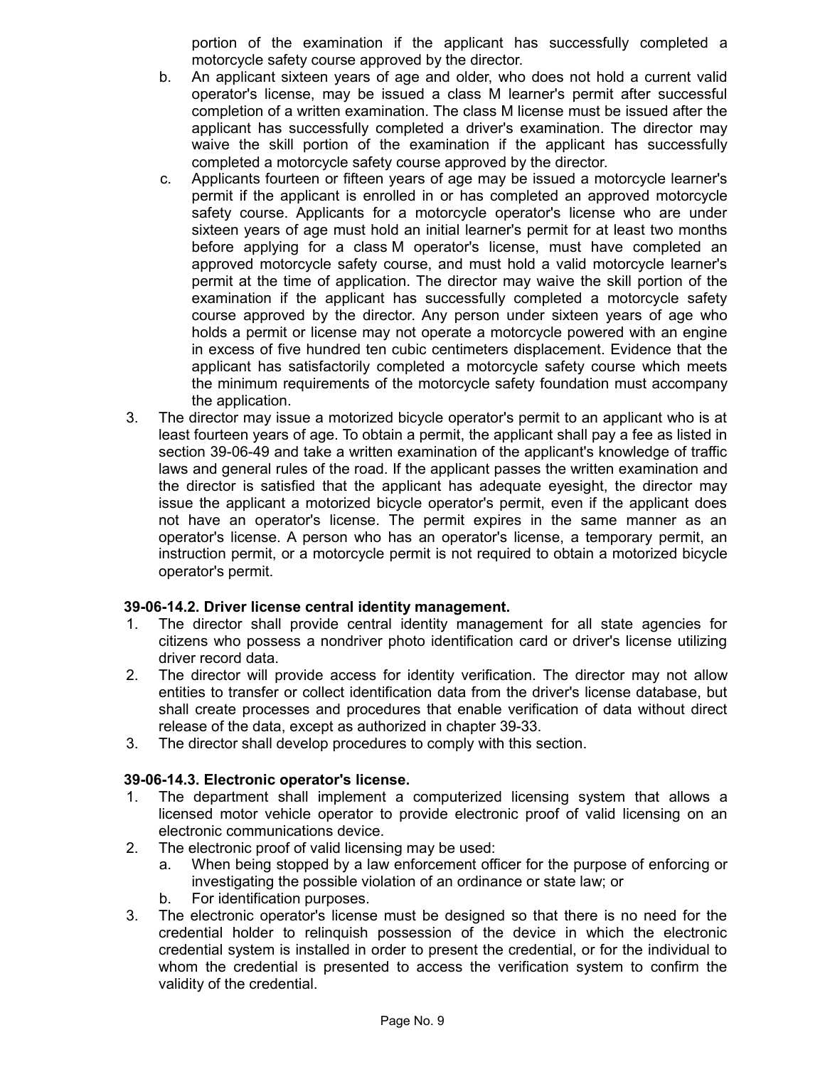portion of the examination if the applicant has successfully completed a motorcycle safety course approved by the director.

   b. An applicant sixteen years of age and older, who does not hold a current valid operator's license, may be issued a class M learner's permit after successful completion of a written examination. The class M license must be issued after the applicant has successfully completed a driver's examination. The director may waive the skill portion of the examination if the applicant has successfully completed a motorcycle safety course approved by the director.

   c. Applicants fourteen or fifteen years of age may be issued a motorcycle learner's permit if the applicant is enrolled in or has completed an approved motorcycle safety course. Applicants for a motorcycle operator's license who are under sixteen years of age must hold an initial learner's permit for at least two months before applying for a class M operator's license, must have completed an approved motorcycle safety course, and must hold a valid motorcycle learner's permit at the time of application. The director may waive the skill portion of the examination if the applicant has successfully completed a motorcycle safety course approved by the director. Any person under sixteen years of age who holds a permit or license may not operate a motorcycle powered with an engine in excess of five hundred ten cubic centimeters displacement. Evidence that the applicant has satisfactorily completed a motorcycle safety course which meets the minimum requirements of the motorcycle safety foundation must accompany the application.

3. The director may issue a motorized bicycle operator's permit to an applicant who is at least fourteen years of age. To obtain a permit, the applicant shall pay a fee as listed in section 39-06-49 and take a written examination of the applicant's knowledge of traffic laws and general rules of the road. If the applicant passes the written examination and the director is satisfied that the applicant has adequate eyesight, the director may issue the applicant a motorized bicycle operator's permit, even if the applicant does not have an operator's license. The permit expires in the same manner as an operator's license. A person who has an operator's license, a temporary permit, an instruction permit, or a motorcycle permit is not required to obtain a motorized bicycle operator's permit.

**39-06-14.2. Driver license central identity management.**

1. The director shall provide central identity management for all state agencies for citizens who possess a nondriver photo identification card or driver's license utilizing driver record data.
2. The director will provide access for identity verification. The director may not allow entities to transfer or collect identification data from the driver's license database, but shall create processes and procedures that enable verification of data without direct release of the data, except as authorized in chapter 39-33.
3. The director shall develop procedures to comply with this section.

**39-06-14.3. Electronic operator's license.**

1. The department shall implement a computerized licensing system that allows a licensed motor vehicle operator to provide electronic proof of valid licensing on an electronic communications device.
2. The electronic proof of valid licensing may be used:
   a. When being stopped by a law enforcement officer for the purpose of enforcing or investigating the possible violation of an ordinance or state law; or
   b. For identification purposes.
3. The electronic operator's license must be designed so that there is no need for the credential holder to relinquish possession of the device in which the electronic credential system is installed in order to present the credential, or for the individual to whom the credential is presented to access the verification system to confirm the validity of the credential.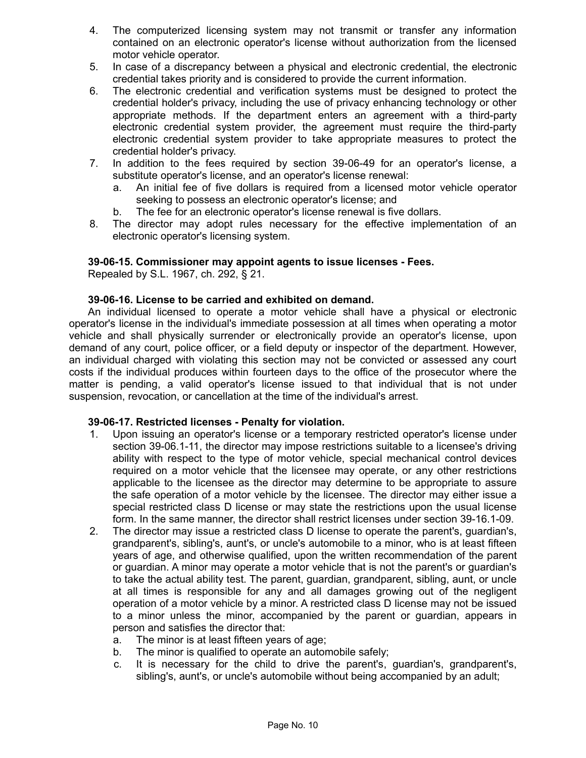4. The computerized licensing system may not transmit or transfer any information contained on an electronic operator's license without authorization from the licensed motor vehicle operator.
5. In case of a discrepancy between a physical and electronic credential, the electronic credential takes priority and is considered to provide the current information.
6. The electronic credential and verification systems must be designed to protect the credential holder's privacy, including the use of privacy enhancing technology or other appropriate methods. If the department enters an agreement with a third-party electronic credential system provider, the agreement must require the third-party electronic credential system provider to take appropriate measures to protect the credential holder's privacy.
7. In addition to the fees required by section 39-06-49 for an operator's license, a substitute operator's license, and an operator's license renewal:
   a. An initial fee of five dollars is required from a licensed motor vehicle operator seeking to possess an electronic operator's license; and
   b. The fee for an electronic operator's license renewal is five dollars.
8. The director may adopt rules necessary for the effective implementation of an electronic operator's licensing system.

**39-06-15. Commissioner may appoint agents to issue licenses - Fees.**

Repealed by S.L. 1967, ch. 292, § 21.

**39-06-16. License to be carried and exhibited on demand.**

An individual licensed to operate a motor vehicle shall have a physical or electronic operator's license in the individual's immediate possession at all times when operating a motor vehicle and shall physically surrender or electronically provide an operator's license, upon demand of any court, police officer, or a field deputy or inspector of the department. However, an individual charged with violating this section may not be convicted or assessed any court costs if the individual produces within fourteen days to the office of the prosecutor where the matter is pending, a valid operator's license issued to that individual that is not under suspension, revocation, or cancellation at the time of the individual's arrest.

**39-06-17. Restricted licenses - Penalty for violation.**

1. Upon issuing an operator's license or a temporary restricted operator's license under section 39-06.1-11, the director may impose restrictions suitable to a licensee's driving ability with respect to the type of motor vehicle, special mechanical control devices required on a motor vehicle that the licensee may operate, or any other restrictions applicable to the licensee as the director may determine to be appropriate to assure the safe operation of a motor vehicle by the licensee. The director may either issue a special restricted class D license or may state the restrictions upon the usual license form. In the same manner, the director shall restrict licenses under section 39-16.1-09.
2. The director may issue a restricted class D license to operate the parent's, guardian's, grandparent's, sibling's, aunt's, or uncle's automobile to a minor, who is at least fifteen years of age, and otherwise qualified, upon the written recommendation of the parent or guardian. A minor may operate a motor vehicle that is not the parent's or guardian's to take the actual ability test. The parent, guardian, grandparent, sibling, aunt, or uncle at all times is responsible for any and all damages growing out of the negligent operation of a motor vehicle by a minor. A restricted class D license may not be issued to a minor unless the minor, accompanied by the parent or guardian, appears in person and satisfies the director that:
   a. The minor is at least fifteen years of age;
   b. The minor is qualified to operate an automobile safely;
   c. It is necessary for the child to drive the parent's, guardian's, grandparent's, sibling's, aunt's, or uncle's automobile without being accompanied by an adult;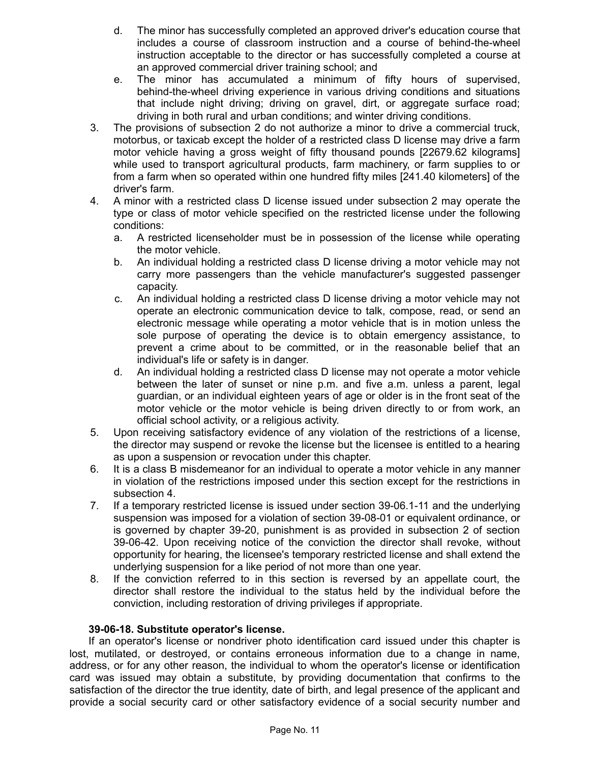d. The minor has successfully completed an approved driver's education course that includes a course of classroom instruction and a course of behind-the-wheel instruction acceptable to the director or has successfully completed a course at an approved commercial driver training school; and

e. The minor has accumulated a minimum of fifty hours of supervised, behind-the-wheel driving experience in various driving conditions and situations that include night driving; driving on gravel, dirt, or aggregate surface road; driving in both rural and urban conditions; and winter driving conditions.

3. The provisions of subsection 2 do not authorize a minor to drive a commercial truck, motorbus, or taxicab except the holder of a restricted class D license may drive a farm motor vehicle having a gross weight of fifty thousand pounds [22679.62 kilograms] while used to transport agricultural products, farm machinery, or farm supplies to or from a farm when so operated within one hundred fifty miles [241.40 kilometers] of the driver's farm.

4. A minor with a restricted class D license issued under subsection 2 may operate the type or class of motor vehicle specified on the restricted license under the following conditions:

   a. A restricted licenseholder must be in possession of the license while operating the motor vehicle.

   b. An individual holding a restricted class D license driving a motor vehicle may not carry more passengers than the vehicle manufacturer's suggested passenger capacity.

   c. An individual holding a restricted class D license driving a motor vehicle may not operate an electronic communication device to talk, compose, read, or send an electronic message while operating a motor vehicle that is in motion unless the sole purpose of operating the device is to obtain emergency assistance, to prevent a crime about to be committed, or in the reasonable belief that an individual's life or safety is in danger.

   d. An individual holding a restricted class D license may not operate a motor vehicle between the later of sunset or nine p.m. and five a.m. unless a parent, legal guardian, or an individual eighteen years of age or older is in the front seat of the motor vehicle or the motor vehicle is being driven directly to or from work, an official school activity, or a religious activity.

5. Upon receiving satisfactory evidence of any violation of the restrictions of a license, the director may suspend or revoke the license but the licensee is entitled to a hearing as upon a suspension or revocation under this chapter.

6. It is a class B misdemeanor for an individual to operate a motor vehicle in any manner in violation of the restrictions imposed under this section except for the restrictions in subsection 4.

7. If a temporary restricted license is issued under section 39-06.1-11 and the underlying suspension was imposed for a violation of section 39-08-01 or equivalent ordinance, or is governed by chapter 39-20, punishment is as provided in subsection 2 of section 39-06-42. Upon receiving notice of the conviction the director shall revoke, without opportunity for hearing, the licensee's temporary restricted license and shall extend the underlying suspension for a like period of not more than one year.

8. If the conviction referred to in this section is reversed by an appellate court, the director shall restore the individual to the status held by the individual before the conviction, including restoration of driving privileges if appropriate.

**39-06-18. Substitute operator's license.**

If an operator's license or nondriver photo identification card issued under this chapter is lost, mutilated, or destroyed, or contains erroneous information due to a change in name, address, or for any other reason, the individual to whom the operator's license or identification card was issued may obtain a substitute, by providing documentation that confirms to the satisfaction of the director the true identity, date of birth, and legal presence of the applicant and provide a social security card or other satisfactory evidence of a social security number and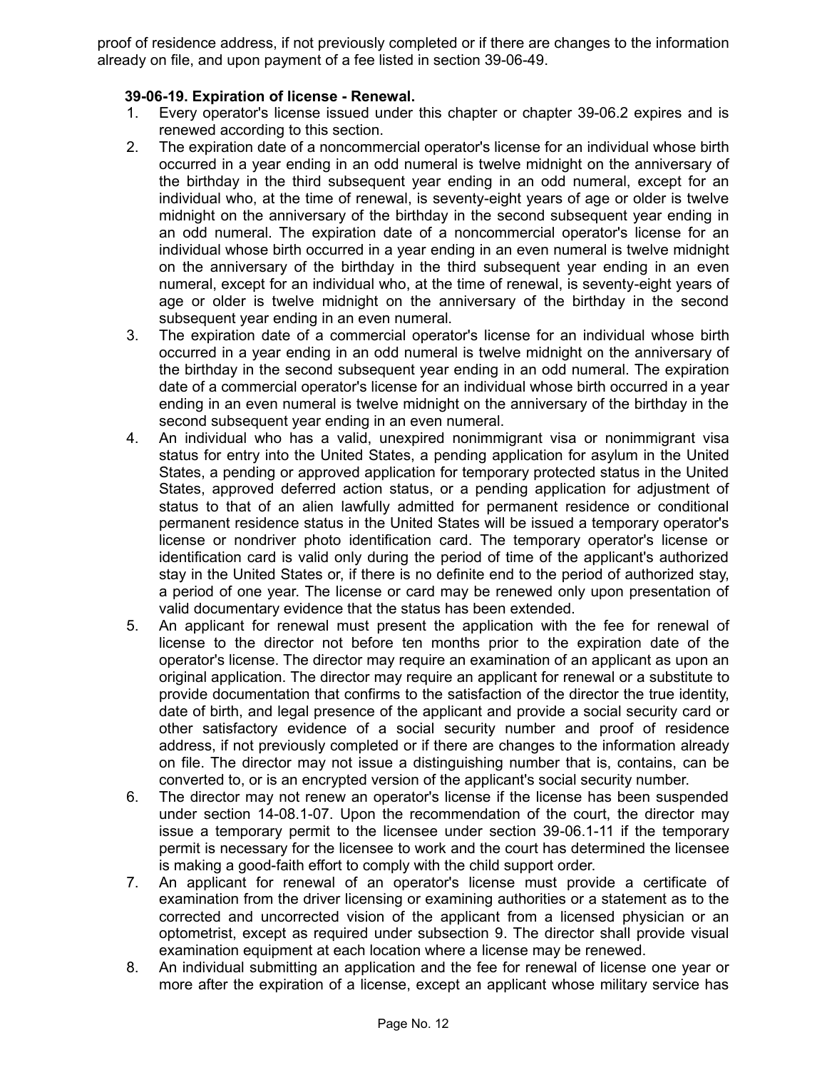proof of residence address, if not previously completed or if there are changes to the information already on file, and upon payment of a fee listed in section 39-06-49.

**39-06-19. Expiration of license - Renewal.**

1. Every operator's license issued under this chapter or chapter 39-06.2 expires and is renewed according to this section.
2. The expiration date of a noncommercial operator's license for an individual whose birth occurred in a year ending in an odd numeral is twelve midnight on the anniversary of the birthday in the third subsequent year ending in an odd numeral, except for an individual who, at the time of renewal, is seventy-eight years of age or older is twelve midnight on the anniversary of the birthday in the second subsequent year ending in an odd numeral. The expiration date of a noncommercial operator's license for an individual whose birth occurred in a year ending in an even numeral is twelve midnight on the anniversary of the birthday in the third subsequent year ending in an even numeral, except for an individual who, at the time of renewal, is seventy-eight years of age or older is twelve midnight on the anniversary of the birthday in the second subsequent year ending in an even numeral.
3. The expiration date of a commercial operator's license for an individual whose birth occurred in a year ending in an odd numeral is twelve midnight on the anniversary of the birthday in the second subsequent year ending in an odd numeral. The expiration date of a commercial operator's license for an individual whose birth occurred in a year ending in an even numeral is twelve midnight on the anniversary of the birthday in the second subsequent year ending in an even numeral.
4. An individual who has a valid, unexpired nonimmigrant visa or nonimmigrant visa status for entry into the United States, a pending application for asylum in the United States, a pending or approved application for temporary protected status in the United States, approved deferred action status, or a pending application for adjustment of status to that of an alien lawfully admitted for permanent residence or conditional permanent residence status in the United States will be issued a temporary operator's license or nondriver photo identification card. The temporary operator's license or identification card is valid only during the period of time of the applicant's authorized stay in the United States or, if there is no definite end to the period of authorized stay, a period of one year. The license or card may be renewed only upon presentation of valid documentary evidence that the status has been extended.
5. An applicant for renewal must present the application with the fee for renewal of license to the director not before ten months prior to the expiration date of the operator's license. The director may require an examination of an applicant as upon an original application. The director may require an applicant for renewal or a substitute to provide documentation that confirms to the satisfaction of the director the true identity, date of birth, and legal presence of the applicant and provide a social security card or other satisfactory evidence of a social security number and proof of residence address, if not previously completed or if there are changes to the information already on file. The director may not issue a distinguishing number that is, contains, can be converted to, or is an encrypted version of the applicant's social security number.
6. The director may not renew an operator's license if the license has been suspended under section 14-08.1-07. Upon the recommendation of the court, the director may issue a temporary permit to the licensee under section 39-06.1-11 if the temporary permit is necessary for the licensee to work and the court has determined the licensee is making a good-faith effort to comply with the child support order.
7. An applicant for renewal of an operator's license must provide a certificate of examination from the driver licensing or examining authorities or a statement as to the corrected and uncorrected vision of the applicant from a licensed physician or an optometrist, except as required under subsection 9. The director shall provide visual examination equipment at each location where a license may be renewed.
8. An individual submitting an application and the fee for renewal of license one year or more after the expiration of a license, except an applicant whose military service has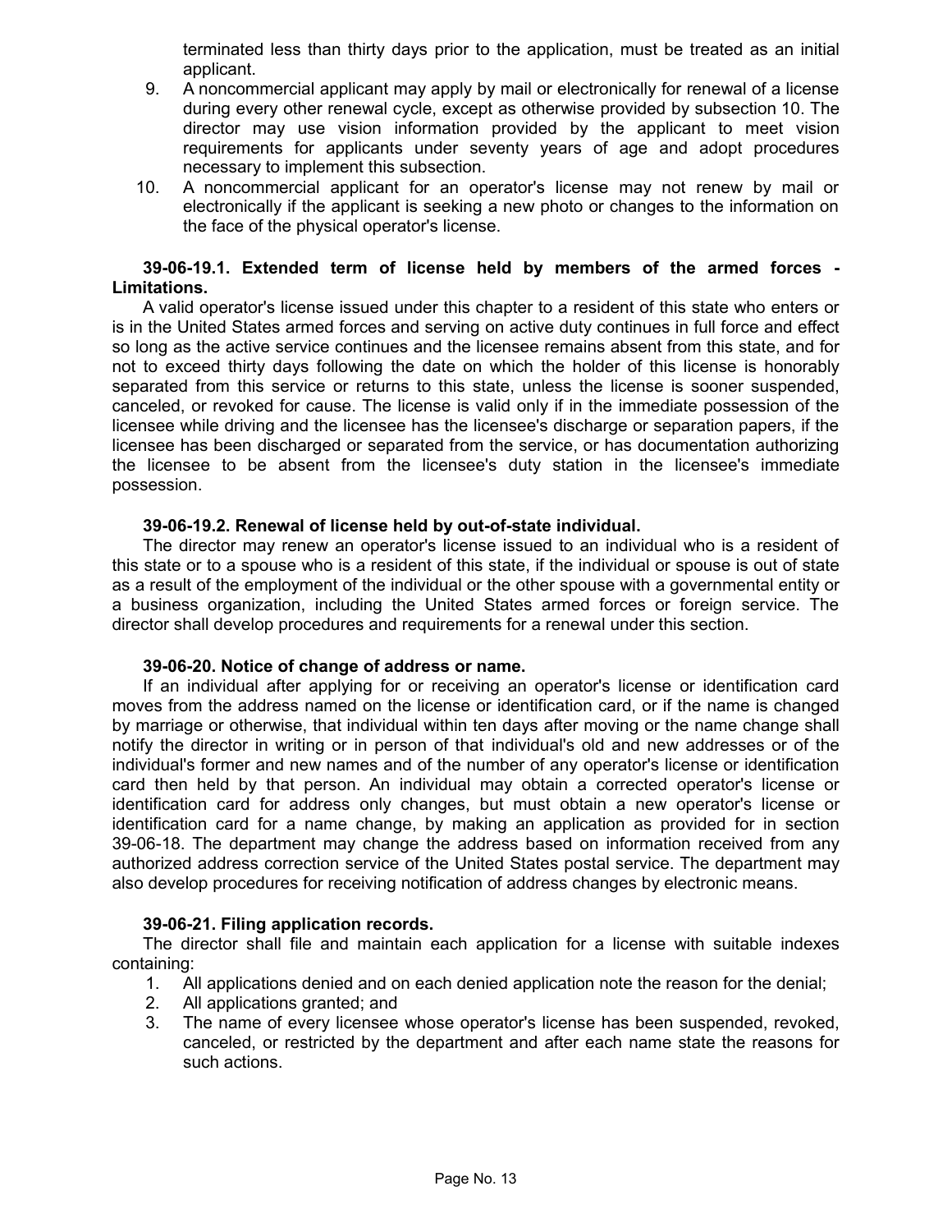terminated less than thirty days prior to the application, must be treated as an initial applicant.

9. A noncommercial applicant may apply by mail or electronically for renewal of a license during every other renewal cycle, except as otherwise provided by subsection 10. The director may use vision information provided by the applicant to meet vision requirements for applicants under seventy years of age and adopt procedures necessary to implement this subsection.
10. A noncommercial applicant for an operator's license may not renew by mail or electronically if the applicant is seeking a new photo or changes to the information on the face of the physical operator's license.

**39-06-19.1. Extended term of license held by members of the armed forces - Limitations.**

A valid operator's license issued under this chapter to a resident of this state who enters or is in the United States armed forces and serving on active duty continues in full force and effect so long as the active service continues and the licensee remains absent from this state, and for not to exceed thirty days following the date on which the holder of this license is honorably separated from this service or returns to this state, unless the license is sooner suspended, canceled, or revoked for cause. The license is valid only if in the immediate possession of the licensee while driving and the licensee has the licensee's discharge or separation papers, if the licensee has been discharged or separated from the service, or has documentation authorizing the licensee to be absent from the licensee's duty station in the licensee's immediate possession.

**39-06-19.2. Renewal of license held by out-of-state individual.**

The director may renew an operator's license issued to an individual who is a resident of this state or to a spouse who is a resident of this state, if the individual or spouse is out of state as a result of the employment of the individual or the other spouse with a governmental entity or a business organization, including the United States armed forces or foreign service. The director shall develop procedures and requirements for a renewal under this section.

**39-06-20. Notice of change of address or name.**

If an individual after applying for or receiving an operator's license or identification card moves from the address named on the license or identification card, or if the name is changed by marriage or otherwise, that individual within ten days after moving or the name change shall notify the director in writing or in person of that individual's old and new addresses or of the individual's former and new names and of the number of any operator's license or identification card then held by that person. An individual may obtain a corrected operator's license or identification card for address only changes, but must obtain a new operator's license or identification card for a name change, by making an application as provided for in section 39-06-18. The department may change the address based on information received from any authorized address correction service of the United States postal service. The department may also develop procedures for receiving notification of address changes by electronic means.

**39-06-21. Filing application records.**

The director shall file and maintain each application for a license with suitable indexes containing:

1. All applications denied and on each denied application note the reason for the denial;
2. All applications granted; and
3. The name of every licensee whose operator's license has been suspended, revoked, canceled, or restricted by the department and after each name state the reasons for such actions.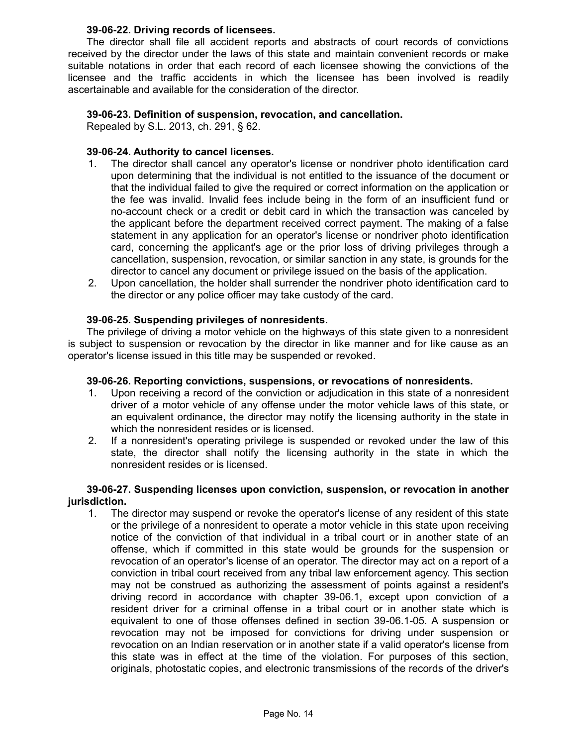**39-06-22. Driving records of licensees.**

The director shall file all accident reports and abstracts of court records of convictions received by the director under the laws of this state and maintain convenient records or make suitable notations in order that each record of each licensee showing the convictions of the licensee and the traffic accidents in which the licensee has been involved is readily ascertainable and available for the consideration of the director.

**39-06-23. Definition of suspension, revocation, and cancellation.**

Repealed by S.L. 2013, ch. 291, § 62.

**39-06-24. Authority to cancel licenses.**

1. The director shall cancel any operator's license or nondriver photo identification card upon determining that the individual is not entitled to the issuance of the document or that the individual failed to give the required or correct information on the application or the fee was invalid. Invalid fees include being in the form of an insufficient fund or no-account check or a credit or debit card in which the transaction was canceled by the applicant before the department received correct payment. The making of a false statement in any application for an operator's license or nondriver photo identification card, concerning the applicant's age or the prior loss of driving privileges through a cancellation, suspension, revocation, or similar sanction in any state, is grounds for the director to cancel any document or privilege issued on the basis of the application.
2. Upon cancellation, the holder shall surrender the nondriver photo identification card to the director or any police officer may take custody of the card.

**39-06-25. Suspending privileges of nonresidents.**

The privilege of driving a motor vehicle on the highways of this state given to a nonresident is subject to suspension or revocation by the director in like manner and for like cause as an operator's license issued in this title may be suspended or revoked.

**39-06-26. Reporting convictions, suspensions, or revocations of nonresidents.**

1. Upon receiving a record of the conviction or adjudication in this state of a nonresident driver of a motor vehicle of any offense under the motor vehicle laws of this state, or an equivalent ordinance, the director may notify the licensing authority in the state in which the nonresident resides or is licensed.
2. If a nonresident's operating privilege is suspended or revoked under the law of this state, the director shall notify the licensing authority in the state in which the nonresident resides or is licensed.

**39-06-27. Suspending licenses upon conviction, suspension, or revocation in another jurisdiction.**

1. The director may suspend or revoke the operator's license of any resident of this state or the privilege of a nonresident to operate a motor vehicle in this state upon receiving notice of the conviction of that individual in a tribal court or in another state of an offense, which if committed in this state would be grounds for the suspension or revocation of an operator's license of an operator. The director may act on a report of a conviction in tribal court received from any tribal law enforcement agency. This section may not be construed as authorizing the assessment of points against a resident's driving record in accordance with chapter 39-06.1, except upon conviction of a resident driver for a criminal offense in a tribal court or in another state which is equivalent to one of those offenses defined in section 39-06.1-05. A suspension or revocation may not be imposed for convictions for driving under suspension or revocation on an Indian reservation or in another state if a valid operator's license from this state was in effect at the time of the violation. For purposes of this section, originals, photostatic copies, and electronic transmissions of the records of the driver's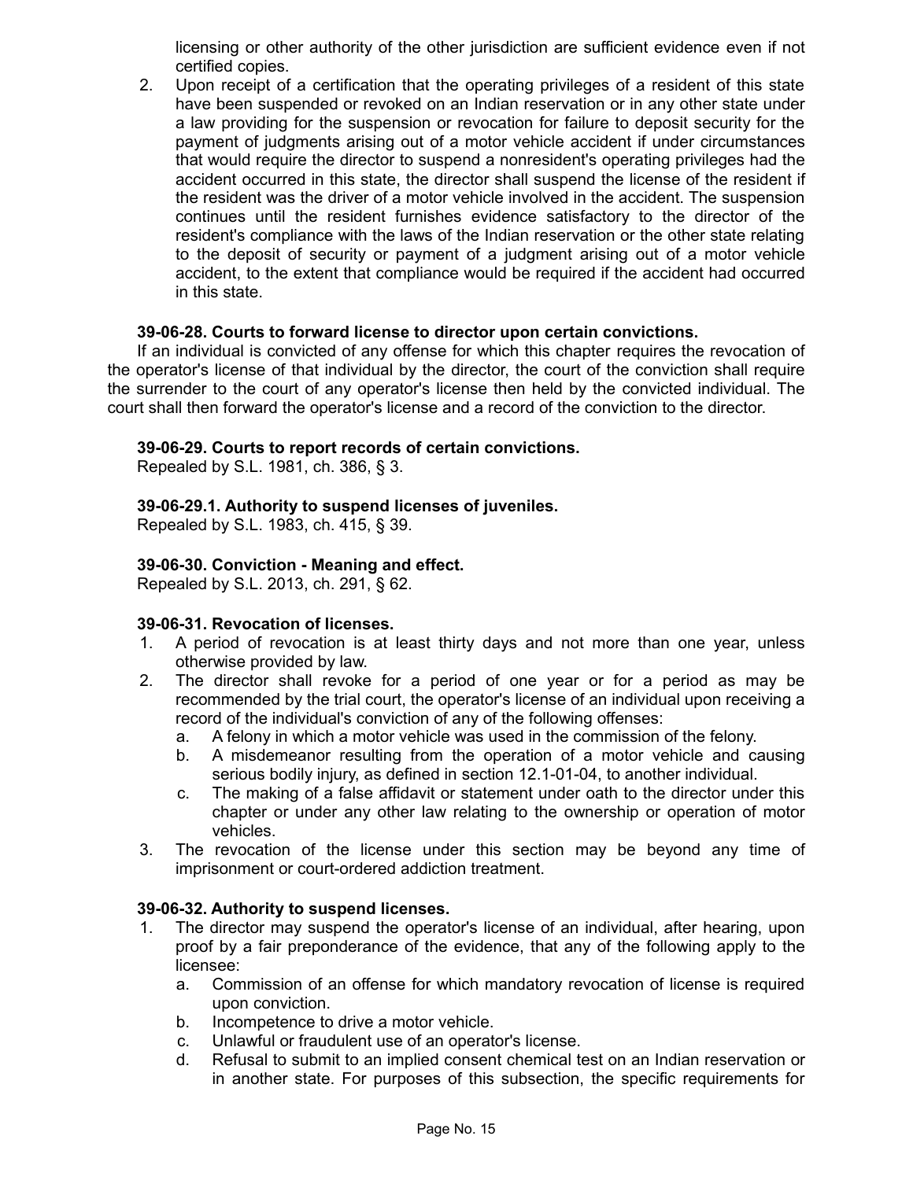licensing or other authority of the other jurisdiction are sufficient evidence even if not certified copies.

2. Upon receipt of a certification that the operating privileges of a resident of this state have been suspended or revoked on an Indian reservation or in any other state under a law providing for the suspension or revocation for failure to deposit security for the payment of judgments arising out of a motor vehicle accident if under circumstances that would require the director to suspend a nonresident's operating privileges had the accident occurred in this state, the director shall suspend the license of the resident if the resident was the driver of a motor vehicle involved in the accident. The suspension continues until the resident furnishes evidence satisfactory to the director of the resident's compliance with the laws of the Indian reservation or the other state relating to the deposit of security or payment of a judgment arising out of a motor vehicle accident, to the extent that compliance would be required if the accident had occurred in this state.

**39-06-28. Courts to forward license to director upon certain convictions.**

If an individual is convicted of any offense for which this chapter requires the revocation of the operator's license of that individual by the director, the court of the conviction shall require the surrender to the court of any operator's license then held by the convicted individual. The court shall then forward the operator's license and a record of the conviction to the director.

**39-06-29. Courts to report records of certain convictions.**

Repealed by S.L. 1981, ch. 386, § 3.

**39-06-29.1. Authority to suspend licenses of juveniles.**

Repealed by S.L. 1983, ch. 415, § 39.

**39-06-30. Conviction - Meaning and effect.**

Repealed by S.L. 2013, ch. 291, § 62.

**39-06-31. Revocation of licenses.**

1. A period of revocation is at least thirty days and not more than one year, unless otherwise provided by law.
2. The director shall revoke for a period of one year or for a period as may be recommended by the trial court, the operator's license of an individual upon receiving a record of the individual's conviction of any of the following offenses:
   a. A felony in which a motor vehicle was used in the commission of the felony.
   b. A misdemeanor resulting from the operation of a motor vehicle and causing serious bodily injury, as defined in section 12.1-01-04, to another individual.
   c. The making of a false affidavit or statement under oath to the director under this chapter or under any other law relating to the ownership or operation of motor vehicles.
3. The revocation of the license under this section may be beyond any time of imprisonment or court-ordered addiction treatment.

**39-06-32. Authority to suspend licenses.**

1. The director may suspend the operator's license of an individual, after hearing, upon proof by a fair preponderance of the evidence, that any of the following apply to the licensee:
   a. Commission of an offense for which mandatory revocation of license is required upon conviction.
   b. Incompetence to drive a motor vehicle.
   c. Unlawful or fraudulent use of an operator's license.
   d. Refusal to submit to an implied consent chemical test on an Indian reservation or in another state. For purposes of this subsection, the specific requirements for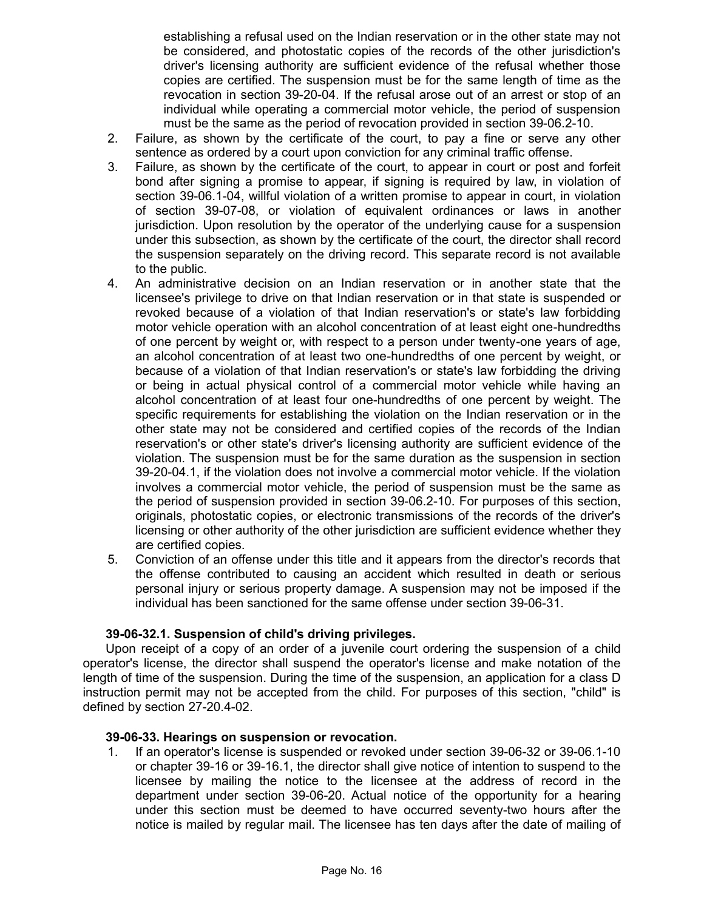establishing a refusal used on the Indian reservation or in the other state may not be considered, and photostatic copies of the records of the other jurisdiction's driver's licensing authority are sufficient evidence of the refusal whether those copies are certified. The suspension must be for the same length of time as the revocation in section 39-20-04. If the refusal arose out of an arrest or stop of an individual while operating a commercial motor vehicle, the period of suspension must be the same as the period of revocation provided in section 39-06.2-10.

2. Failure, as shown by the certificate of the court, to pay a fine or serve any other sentence as ordered by a court upon conviction for any criminal traffic offense.
3. Failure, as shown by the certificate of the court, to appear in court or post and forfeit bond after signing a promise to appear, if signing is required by law, in violation of section 39-06.1-04, willful violation of a written promise to appear in court, in violation of section 39-07-08, or violation of equivalent ordinances or laws in another jurisdiction. Upon resolution by the operator of the underlying cause for a suspension under this subsection, as shown by the certificate of the court, the director shall record the suspension separately on the driving record. This separate record is not available to the public.
4. An administrative decision on an Indian reservation or in another state that the licensee's privilege to drive on that Indian reservation or in that state is suspended or revoked because of a violation of that Indian reservation's or state's law forbidding motor vehicle operation with an alcohol concentration of at least eight one-hundredths of one percent by weight or, with respect to a person under twenty-one years of age, an alcohol concentration of at least two one-hundredths of one percent by weight, or because of a violation of that Indian reservation's or state's law forbidding the driving or being in actual physical control of a commercial motor vehicle while having an alcohol concentration of at least four one-hundredths of one percent by weight. The specific requirements for establishing the violation on the Indian reservation or in the other state may not be considered and certified copies of the records of the Indian reservation's or other state's driver's licensing authority are sufficient evidence of the violation. The suspension must be for the same duration as the suspension in section 39-20-04.1, if the violation does not involve a commercial motor vehicle. If the violation involves a commercial motor vehicle, the period of suspension must be the same as the period of suspension provided in section 39-06.2-10. For purposes of this section, originals, photostatic copies, or electronic transmissions of the records of the driver's licensing or other authority of the other jurisdiction are sufficient evidence whether they are certified copies.
5. Conviction of an offense under this title and it appears from the director's records that the offense contributed to causing an accident which resulted in death or serious personal injury or serious property damage. A suspension may not be imposed if the individual has been sanctioned for the same offense under section 39-06-31.

**39-06-32.1. Suspension of child's driving privileges.**

Upon receipt of a copy of an order of a juvenile court ordering the suspension of a child operator's license, the director shall suspend the operator's license and make notation of the length of time of the suspension. During the time of the suspension, an application for a class D instruction permit may not be accepted from the child. For purposes of this section, "child" is defined by section 27-20.4-02.

**39-06-33. Hearings on suspension or revocation.**

1. If an operator's license is suspended or revoked under section 39-06-32 or 39-06.1-10 or chapter 39-16 or 39-16.1, the director shall give notice of intention to suspend to the licensee by mailing the notice to the licensee at the address of record in the department under section 39-06-20. Actual notice of the opportunity for a hearing under this section must be deemed to have occurred seventy-two hours after the notice is mailed by regular mail. The licensee has ten days after the date of mailing of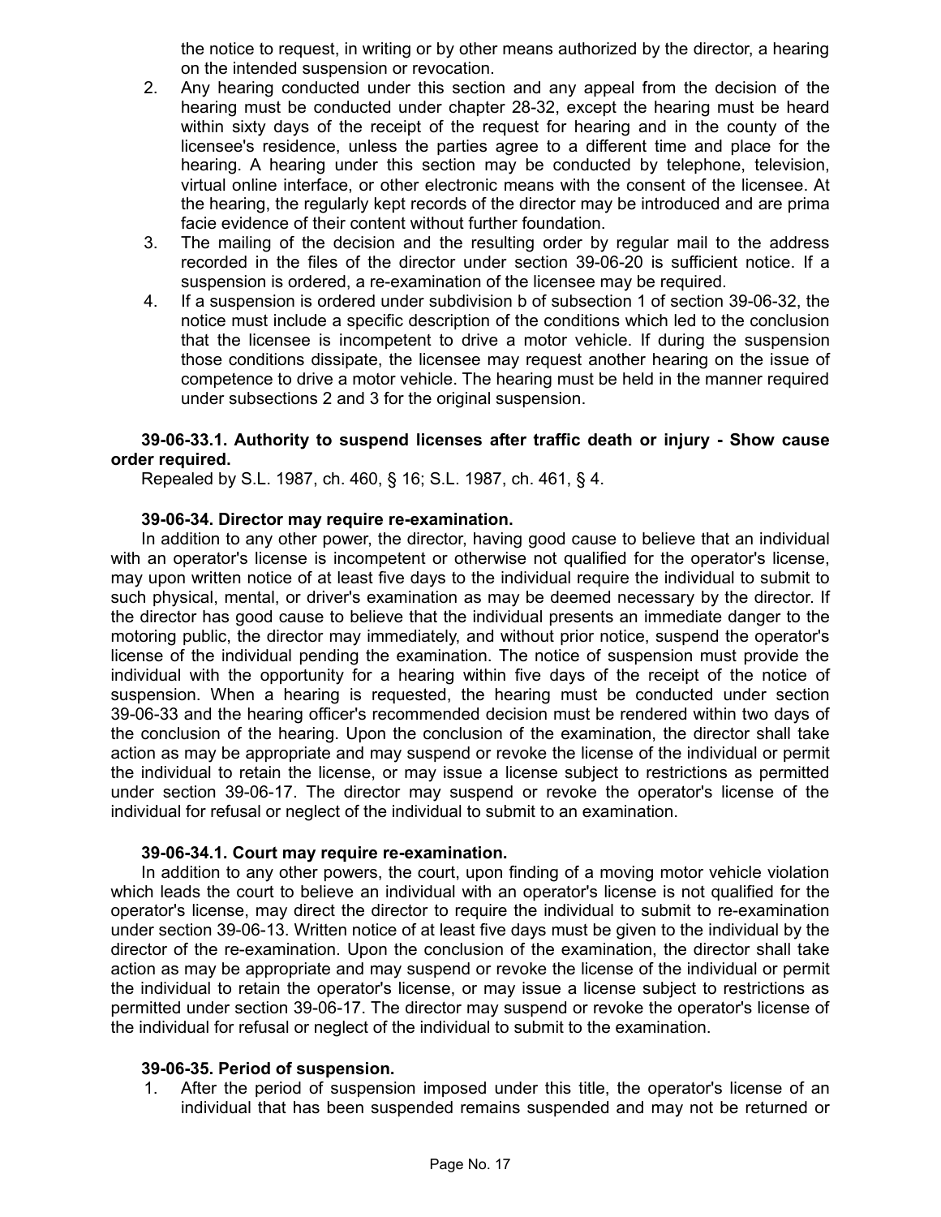the notice to request, in writing or by other means authorized by the director, a hearing on the intended suspension or revocation.

2. Any hearing conducted under this section and any appeal from the decision of the hearing must be conducted under chapter 28-32, except the hearing must be heard within sixty days of the receipt of the request for hearing and in the county of the licensee's residence, unless the parties agree to a different time and place for the hearing. A hearing under this section may be conducted by telephone, television, virtual online interface, or other electronic means with the consent of the licensee. At the hearing, the regularly kept records of the director may be introduced and are prima facie evidence of their content without further foundation.
3. The mailing of the decision and the resulting order by regular mail to the address recorded in the files of the director under section 39-06-20 is sufficient notice. If a suspension is ordered, a re-examination of the licensee may be required.
4. If a suspension is ordered under subdivision b of subsection 1 of section 39-06-32, the notice must include a specific description of the conditions which led to the conclusion that the licensee is incompetent to drive a motor vehicle. If during the suspension those conditions dissipate, the licensee may request another hearing on the issue of competence to drive a motor vehicle. The hearing must be held in the manner required under subsections 2 and 3 for the original suspension.

**39-06-33.1. Authority to suspend licenses after traffic death or injury - Show cause order required.**

Repealed by S.L. 1987, ch. 460, § 16; S.L. 1987, ch. 461, § 4.

**39-06-34. Director may require re-examination.**

In addition to any other power, the director, having good cause to believe that an individual with an operator's license is incompetent or otherwise not qualified for the operator's license, may upon written notice of at least five days to the individual require the individual to submit to such physical, mental, or driver's examination as may be deemed necessary by the director. If the director has good cause to believe that the individual presents an immediate danger to the motoring public, the director may immediately, and without prior notice, suspend the operator's license of the individual pending the examination. The notice of suspension must provide the individual with the opportunity for a hearing within five days of the receipt of the notice of suspension. When a hearing is requested, the hearing must be conducted under section 39-06-33 and the hearing officer's recommended decision must be rendered within two days of the conclusion of the hearing. Upon the conclusion of the examination, the director shall take action as may be appropriate and may suspend or revoke the license of the individual or permit the individual to retain the license, or may issue a license subject to restrictions as permitted under section 39-06-17. The director may suspend or revoke the operator's license of the individual for refusal or neglect of the individual to submit to an examination.

**39-06-34.1. Court may require re-examination.**

In addition to any other powers, the court, upon finding of a moving motor vehicle violation which leads the court to believe an individual with an operator's license is not qualified for the operator's license, may direct the director to require the individual to submit to re-examination under section 39-06-13. Written notice of at least five days must be given to the individual by the director of the re-examination. Upon the conclusion of the examination, the director shall take action as may be appropriate and may suspend or revoke the license of the individual or permit the individual to retain the operator's license, or may issue a license subject to restrictions as permitted under section 39-06-17. The director may suspend or revoke the operator's license of the individual for refusal or neglect of the individual to submit to the examination.

**39-06-35. Period of suspension.**

1. After the period of suspension imposed under this title, the operator's license of an individual that has been suspended remains suspended and may not be returned or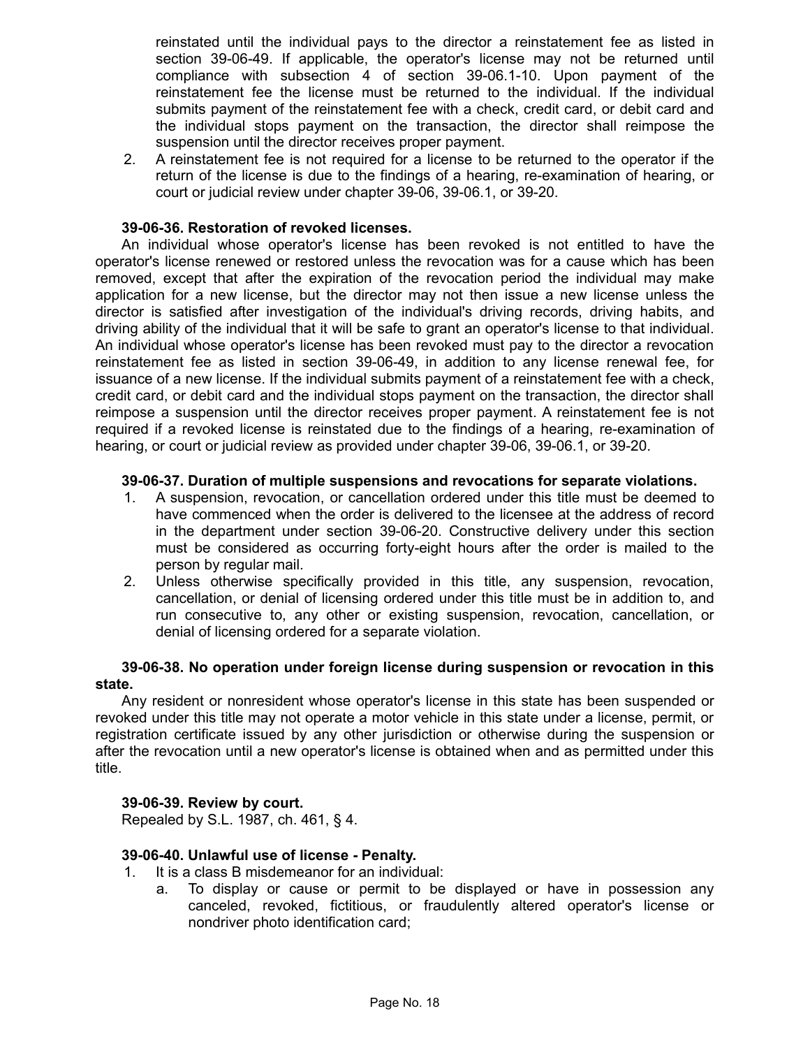reinstated until the individual pays to the director a reinstatement fee as listed in section 39-06-49. If applicable, the operator's license may not be returned until compliance with subsection 4 of section 39-06.1-10. Upon payment of the reinstatement fee the license must be returned to the individual. If the individual submits payment of the reinstatement fee with a check, credit card, or debit card and the individual stops payment on the transaction, the director shall reimpose the suspension until the director receives proper payment.

2. A reinstatement fee is not required for a license to be returned to the operator if the return of the license is due to the findings of a hearing, re-examination of hearing, or court or judicial review under chapter 39-06, 39-06.1, or 39-20.

**39-06-36. Restoration of revoked licenses.**

An individual whose operator's license has been revoked is not entitled to have the operator's license renewed or restored unless the revocation was for a cause which has been removed, except that after the expiration of the revocation period the individual may make application for a new license, but the director may not then issue a new license unless the director is satisfied after investigation of the individual's driving records, driving habits, and driving ability of the individual that it will be safe to grant an operator's license to that individual. An individual whose operator's license has been revoked must pay to the director a revocation reinstatement fee as listed in section 39-06-49, in addition to any license renewal fee, for issuance of a new license. If the individual submits payment of a reinstatement fee with a check, credit card, or debit card and the individual stops payment on the transaction, the director shall reimpose a suspension until the director receives proper payment. A reinstatement fee is not required if a revoked license is reinstated due to the findings of a hearing, re-examination of hearing, or court or judicial review as provided under chapter 39-06, 39-06.1, or 39-20.

**39-06-37. Duration of multiple suspensions and revocations for separate violations.**

1. A suspension, revocation, or cancellation ordered under this title must be deemed to have commenced when the order is delivered to the licensee at the address of record in the department under section 39-06-20. Constructive delivery under this section must be considered as occurring forty-eight hours after the order is mailed to the person by regular mail.
2. Unless otherwise specifically provided in this title, any suspension, revocation, cancellation, or denial of licensing ordered under this title must be in addition to, and run consecutive to, any other or existing suspension, revocation, cancellation, or denial of licensing ordered for a separate violation.

**39-06-38. No operation under foreign license during suspension or revocation in this state.**

Any resident or nonresident whose operator's license in this state has been suspended or revoked under this title may not operate a motor vehicle in this state under a license, permit, or registration certificate issued by any other jurisdiction or otherwise during the suspension or after the revocation until a new operator's license is obtained when and as permitted under this title.

**39-06-39. Review by court.**

Repealed by S.L. 1987, ch. 461, § 4.

**39-06-40. Unlawful use of license - Penalty.**

1. It is a class B misdemeanor for an individual:
   a. To display or cause or permit to be displayed or have in possession any canceled, revoked, fictitious, or fraudulently altered operator's license or nondriver photo identification card;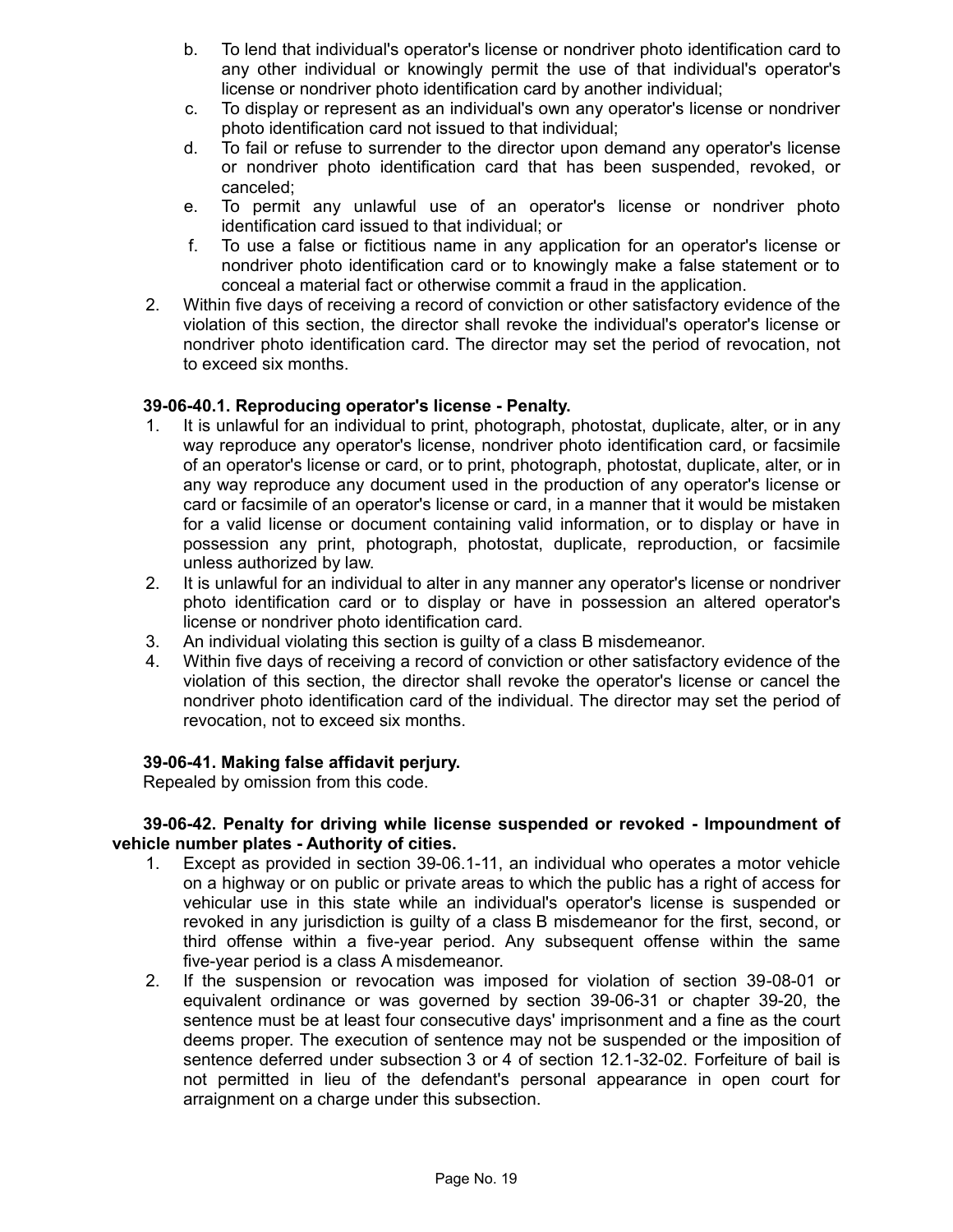b. To lend that individual's operator's license or nondriver photo identification card to any other individual or knowingly permit the use of that individual's operator's license or nondriver photo identification card by another individual;
c. To display or represent as an individual's own any operator's license or nondriver photo identification card not issued to that individual;
d. To fail or refuse to surrender to the director upon demand any operator's license or nondriver photo identification card that has been suspended, revoked, or canceled;
e. To permit any unlawful use of an operator's license or nondriver photo identification card issued to that individual; or
f. To use a false or fictitious name in any application for an operator's license or nondriver photo identification card or to knowingly make a false statement or to conceal a material fact or otherwise commit a fraud in the application.

2. Within five days of receiving a record of conviction or other satisfactory evidence of the violation of this section, the director shall revoke the individual's operator's license or nondriver photo identification card. The director may set the period of revocation, not to exceed six months.

**39-06-40.1. Reproducing operator's license - Penalty.**

1. It is unlawful for an individual to print, photograph, photostat, duplicate, alter, or in any way reproduce any operator's license, nondriver photo identification card, or facsimile of an operator's license or card, or to print, photograph, photostat, duplicate, alter, or in any way reproduce any document used in the production of any operator's license or card or facsimile of an operator's license or card, in a manner that it would be mistaken for a valid license or document containing valid information, or to display or have in possession any print, photograph, photostat, duplicate, reproduction, or facsimile unless authorized by law.
2. It is unlawful for an individual to alter in any manner any operator's license or nondriver photo identification card or to display or have in possession an altered operator's license or nondriver photo identification card.
3. An individual violating this section is guilty of a class B misdemeanor.
4. Within five days of receiving a record of conviction or other satisfactory evidence of the violation of this section, the director shall revoke the operator's license or cancel the nondriver photo identification card of the individual. The director may set the period of revocation, not to exceed six months.

**39-06-41. Making false affidavit perjury.**

Repealed by omission from this code.

**39-06-42. Penalty for driving while license suspended or revoked - Impoundment of vehicle number plates - Authority of cities.**

1. Except as provided in section 39-06.1-11, an individual who operates a motor vehicle on a highway or on public or private areas to which the public has a right of access for vehicular use in this state while an individual's operator's license is suspended or revoked in any jurisdiction is guilty of a class B misdemeanor for the first, second, or third offense within a five-year period. Any subsequent offense within the same five-year period is a class A misdemeanor.
2. If the suspension or revocation was imposed for violation of section 39-08-01 or equivalent ordinance or was governed by section 39-06-31 or chapter 39-20, the sentence must be at least four consecutive days' imprisonment and a fine as the court deems proper. The execution of sentence may not be suspended or the imposition of sentence deferred under subsection 3 or 4 of section 12.1-32-02. Forfeiture of bail is not permitted in lieu of the defendant's personal appearance in open court for arraignment on a charge under this subsection.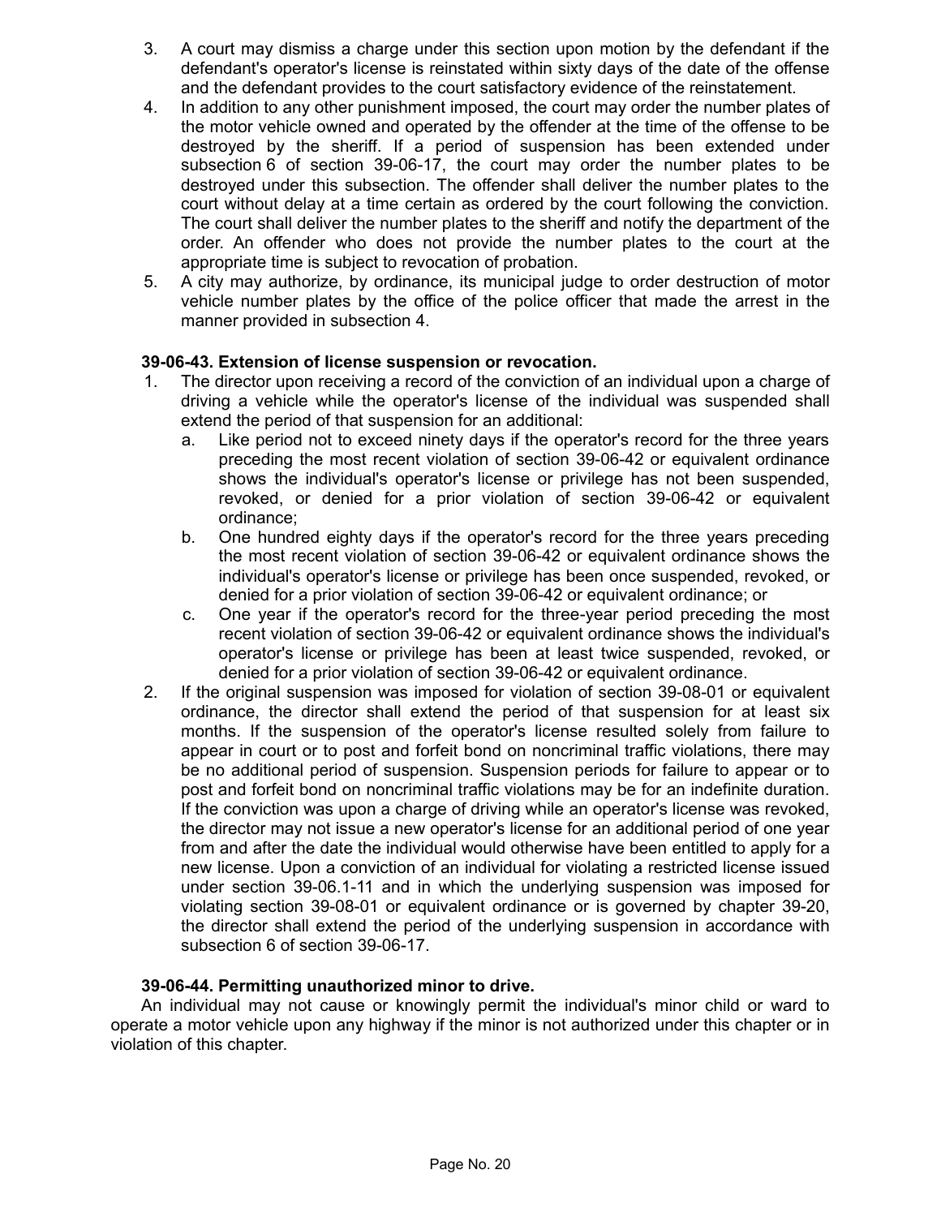3. A court may dismiss a charge under this section upon motion by the defendant if the defendant's operator's license is reinstated within sixty days of the date of the offense and the defendant provides to the court satisfactory evidence of the reinstatement.
4. In addition to any other punishment imposed, the court may order the number plates of the motor vehicle owned and operated by the offender at the time of the offense to be destroyed by the sheriff. If a period of suspension has been extended under subsection 6 of section 39-06-17, the court may order the number plates to be destroyed under this subsection. The offender shall deliver the number plates to the court without delay at a time certain as ordered by the court following the conviction. The court shall deliver the number plates to the sheriff and notify the department of the order. An offender who does not provide the number plates to the court at the appropriate time is subject to revocation of probation.
5. A city may authorize, by ordinance, its municipal judge to order destruction of motor vehicle number plates by the office of the police officer that made the arrest in the manner provided in subsection 4.

**39-06-43. Extension of license suspension or revocation.**

1. The director upon receiving a record of the conviction of an individual upon a charge of driving a vehicle while the operator's license of the individual was suspended shall extend the period of that suspension for an additional:
   a. Like period not to exceed ninety days if the operator's record for the three years preceding the most recent violation of section 39-06-42 or equivalent ordinance shows the individual's operator's license or privilege has not been suspended, revoked, or denied for a prior violation of section 39-06-42 or equivalent ordinance;
   b. One hundred eighty days if the operator's record for the three years preceding the most recent violation of section 39-06-42 or equivalent ordinance shows the individual's operator's license or privilege has been once suspended, revoked, or denied for a prior violation of section 39-06-42 or equivalent ordinance; or
   c. One year if the operator's record for the three-year period preceding the most recent violation of section 39-06-42 or equivalent ordinance shows the individual's operator's license or privilege has been at least twice suspended, revoked, or denied for a prior violation of section 39-06-42 or equivalent ordinance.
2. If the original suspension was imposed for violation of section 39-08-01 or equivalent ordinance, the director shall extend the period of that suspension for at least six months. If the suspension of the operator's license resulted solely from failure to appear in court or to post and forfeit bond on noncriminal traffic violations, there may be no additional period of suspension. Suspension periods for failure to appear or to post and forfeit bond on noncriminal traffic violations may be for an indefinite duration. If the conviction was upon a charge of driving while an operator's license was revoked, the director may not issue a new operator's license for an additional period of one year from and after the date the individual would otherwise have been entitled to apply for a new license. Upon a conviction of an individual for violating a restricted license issued under section 39-06.1-11 and in which the underlying suspension was imposed for violating section 39-08-01 or equivalent ordinance or is governed by chapter 39-20, the director shall extend the period of the underlying suspension in accordance with subsection 6 of section 39-06-17.

**39-06-44. Permitting unauthorized minor to drive.**

An individual may not cause or knowingly permit the individual's minor child or ward to operate a motor vehicle upon any highway if the minor is not authorized under this chapter or in violation of this chapter.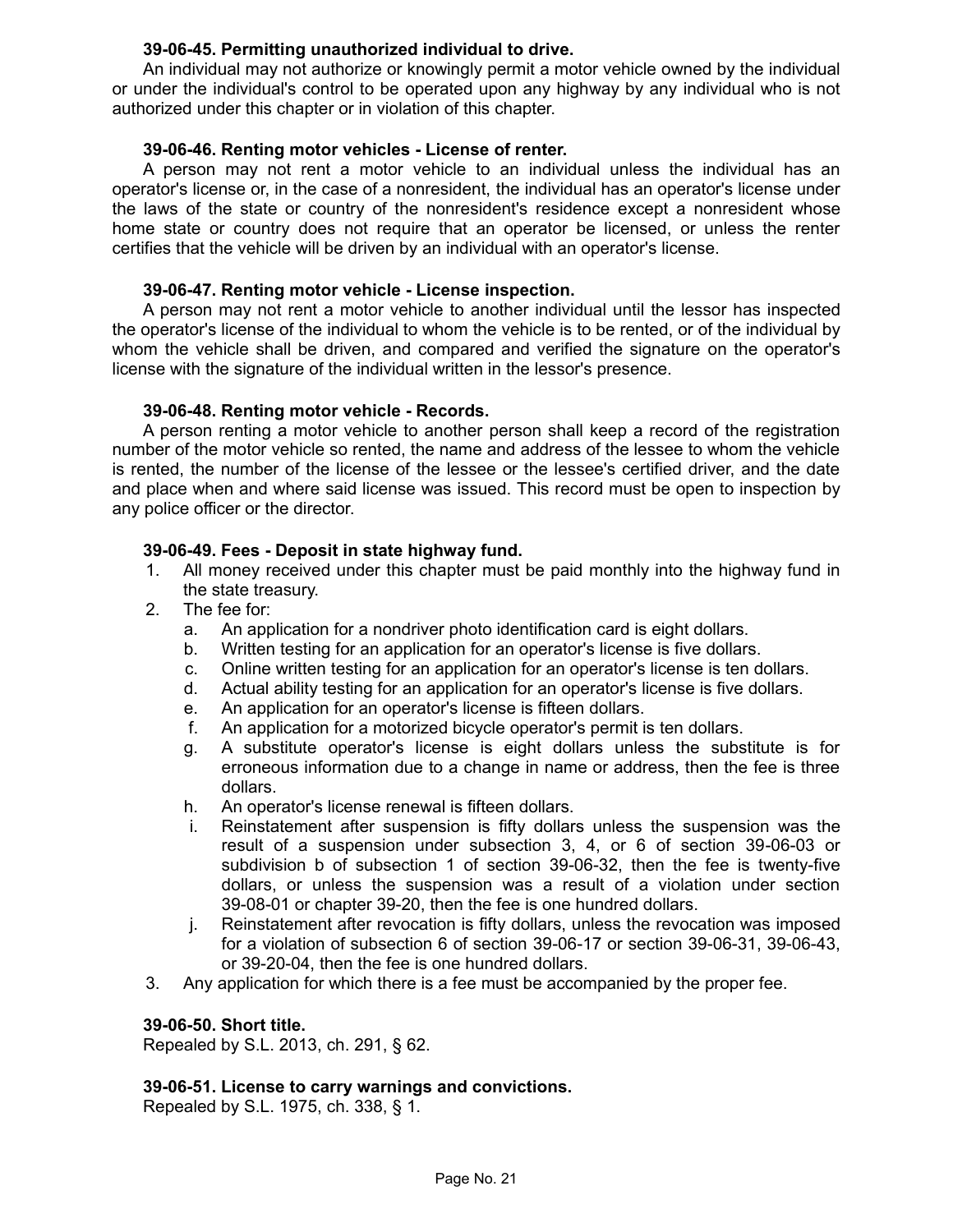**39-06-45. Permitting unauthorized individual to drive.**

An individual may not authorize or knowingly permit a motor vehicle owned by the individual or under the individual's control to be operated upon any highway by any individual who is not authorized under this chapter or in violation of this chapter.

**39-06-46. Renting motor vehicles - License of renter.**

A person may not rent a motor vehicle to an individual unless the individual has an operator's license or, in the case of a nonresident, the individual has an operator's license under the laws of the state or country of the nonresident's residence except a nonresident whose home state or country does not require that an operator be licensed, or unless the renter certifies that the vehicle will be driven by an individual with an operator's license.

**39-06-47. Renting motor vehicle - License inspection.**

A person may not rent a motor vehicle to another individual until the lessor has inspected the operator's license of the individual to whom the vehicle is to be rented, or of the individual by whom the vehicle shall be driven, and compared and verified the signature on the operator's license with the signature of the individual written in the lessor's presence.

**39-06-48. Renting motor vehicle - Records.**

A person renting a motor vehicle to another person shall keep a record of the registration number of the motor vehicle so rented, the name and address of the lessee to whom the vehicle is rented, the number of the license of the lessee or the lessee's certified driver, and the date and place when and where said license was issued. This record must be open to inspection by any police officer or the director.

**39-06-49. Fees - Deposit in state highway fund.**

1. All money received under this chapter must be paid monthly into the highway fund in the state treasury.
2. The fee for:
   a. An application for a nondriver photo identification card is eight dollars.
   b. Written testing for an application for an operator's license is five dollars.
   c. Online written testing for an application for an operator's license is ten dollars.
   d. Actual ability testing for an application for an operator's license is five dollars.
   e. An application for an operator's license is fifteen dollars.
   f. An application for a motorized bicycle operator's permit is ten dollars.
   g. A substitute operator's license is eight dollars unless the substitute is for erroneous information due to a change in name or address, then the fee is three dollars.
   h. An operator's license renewal is fifteen dollars.
   i. Reinstatement after suspension is fifty dollars unless the suspension was the result of a suspension under subsection 3, 4, or 6 of section 39-06-03 or subdivision b of subsection 1 of section 39-06-32, then the fee is twenty-five dollars, or unless the suspension was a result of a violation under section 39-08-01 or chapter 39-20, then the fee is one hundred dollars.
   j. Reinstatement after revocation is fifty dollars, unless the revocation was imposed for a violation of subsection 6 of section 39-06-17 or section 39-06-31, 39-06-43, or 39-20-04, then the fee is one hundred dollars.
3. Any application for which there is a fee must be accompanied by the proper fee.

**39-06-50. Short title.**

Repealed by S.L. 2013, ch. 291, § 62.

**39-06-51. License to carry warnings and convictions.**

Repealed by S.L. 1975, ch. 338, § 1.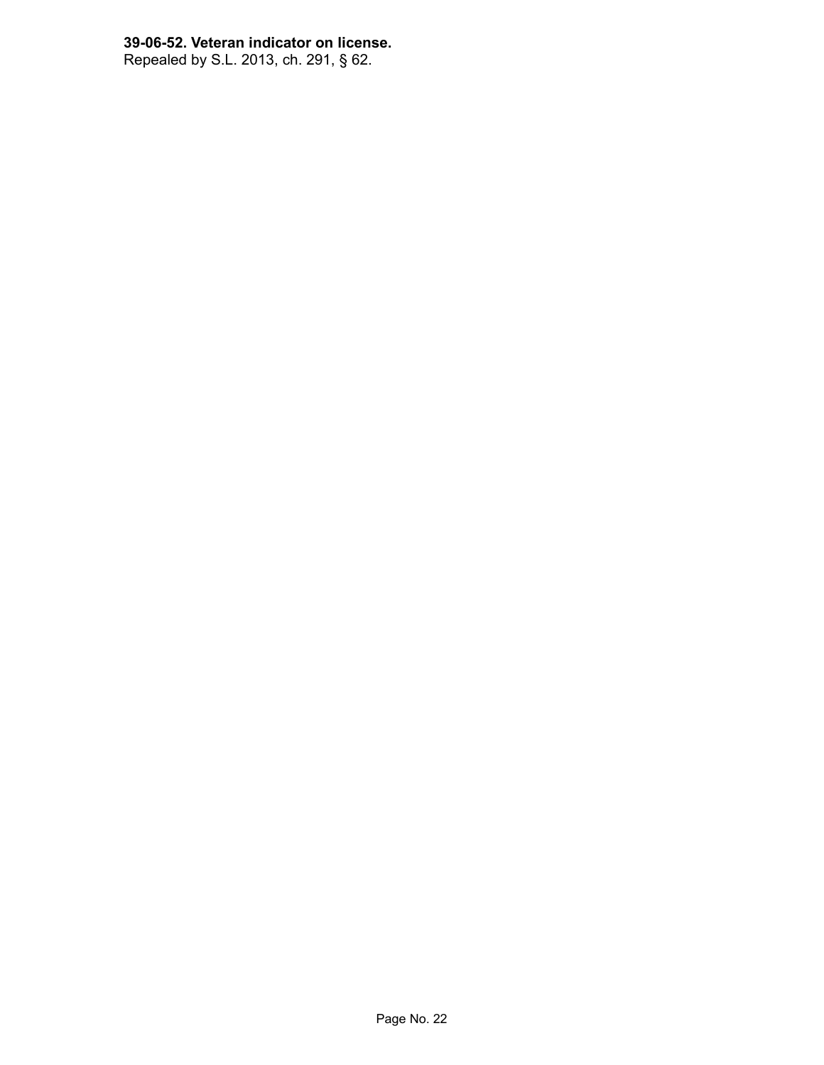**39-06-52. Veteran indicator on license.**
Repealed by S.L. 2013, ch. 291, § 62.